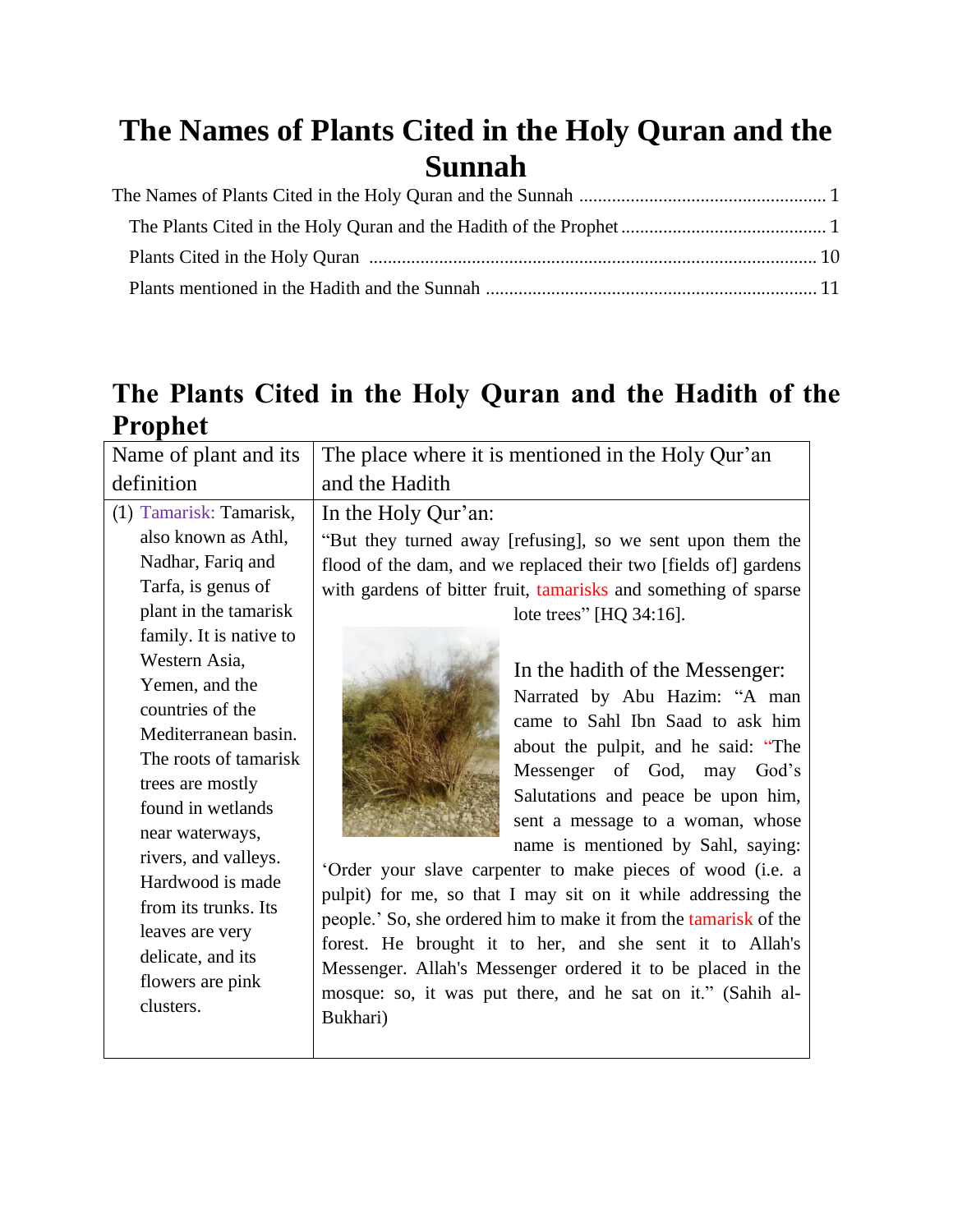# The Names of Plants Cited in the Holy Quran and the Sunnah

The Names of Plants Cited in the Holy Quran and the Sunnah ..................................................... 1

The Plants Cited in the Holy Quran and the Hadith of the Prophet ............................................ 1

Plants Cited in the Holy Quran ................................................................................................ 10

Plants mentioned in the Hadith and the Sunnah ...................................................................... 11

## The Plants Cited in the Holy Quran and the Hadith of the Prophet

| Name of plant and its definition | The place where it is mentioned in the Holy Qur'an and the Hadith |
|---|---|
| (1) Tamarisk: Tamarisk, also known as Athl, Nadhar, Fariq and Tarfa, is genus of plant in the tamarisk family. It is native to Western Asia, Yemen, and the countries of the Mediterranean basin. The roots of tamarisk trees are mostly found in wetlands near waterways, rivers, and valleys. Hardwood is made from its trunks. Its leaves are very delicate, and its flowers are pink clusters. | In the Holy Qur'an: "But they turned away [refusing], so we sent upon them the flood of the dam, and we replaced their two [fields of] gardens with gardens of bitter fruit, tamarisks and something of sparse lote trees" [HQ 34:16]. In the hadith of the Messenger: Narrated by Abu Hazim: "A man came to Sahl Ibn Saad to ask him about the pulpit, and he said: "The Messenger of God, may God's Salutations and peace be upon him, sent a message to a woman, whose name is mentioned by Sahl, saying: 'Order your slave carpenter to make pieces of wood (i.e. a pulpit) for me, so that I may sit on it while addressing the people.' So, she ordered him to make it from the tamarisk of the forest. He brought it to her, and she sent it to Allah's Messenger. Allah's Messenger ordered it to be placed in the mosque: so, it was put there, and he sat on it." (Sahih al-Bukhari) |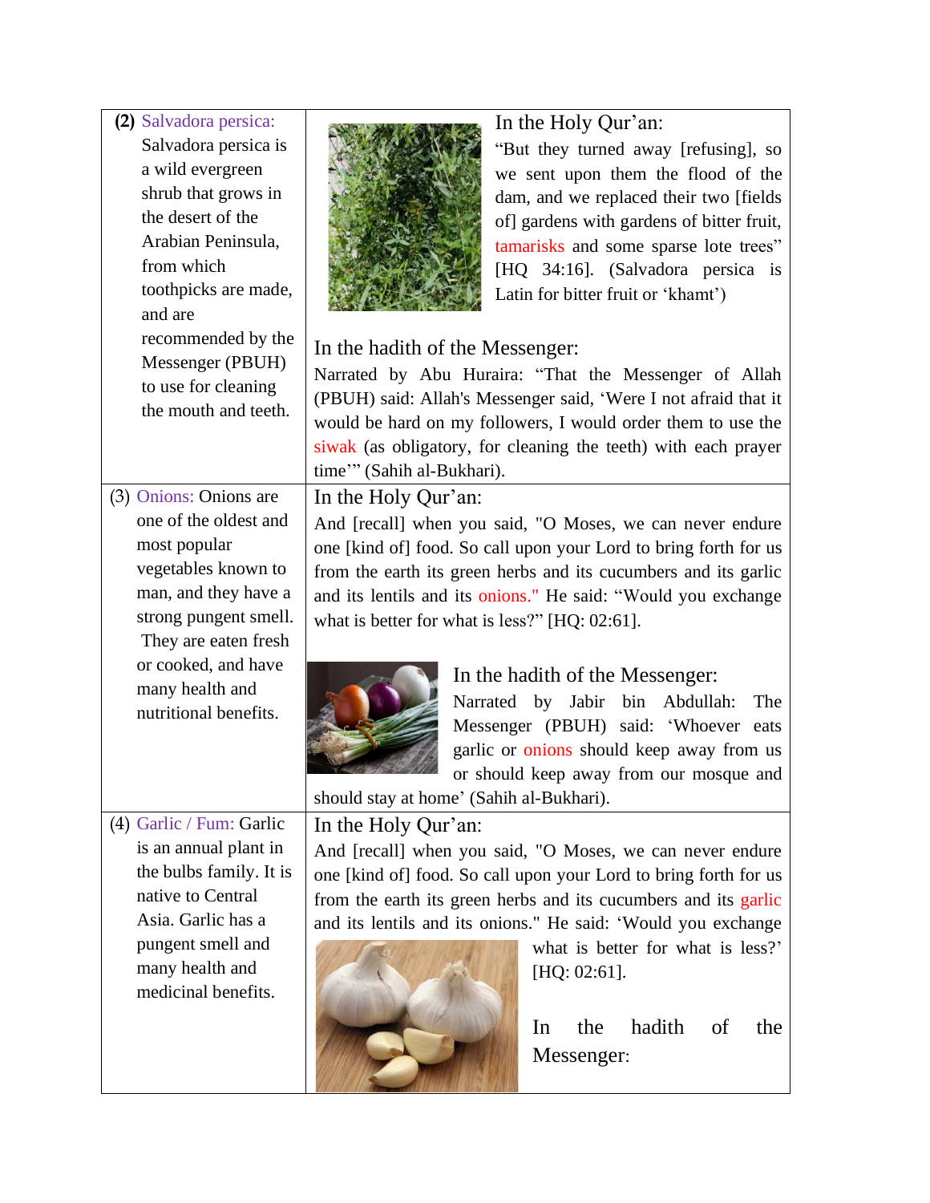| | |
|---|---|
| **(2)** Salvadora persica: Salvadora persica is a wild evergreen shrub that grows in the desert of the Arabian Peninsula, from which toothpicks are made, and are recommended by the Messenger (PBUH) to use for cleaning the mouth and teeth. | In the Holy Qur'an: "But they turned away [refusing], so we sent upon them the flood of the dam, and we replaced their two [fields of] gardens with gardens of bitter fruit, tamarisks and some sparse lote trees" [HQ 34:16]. (Salvadora persica is Latin for bitter fruit or 'khamt') <br><br> In the hadith of the Messenger: Narrated by Abu Huraira: "That the Messenger of Allah (PBUH) said: Allah's Messenger said, 'Were I not afraid that it would be hard on my followers, I would order them to use the siwak (as obligatory, for cleaning the teeth) with each prayer time'" (Sahih al-Bukhari). |
| (3) Onions: Onions are one of the oldest and most popular vegetables known to man, and they have a strong pungent smell. They are eaten fresh or cooked, and have many health and nutritional benefits. | In the Holy Qur'an: And [recall] when you said, "O Moses, we can never endure one [kind of] food. So call upon your Lord to bring forth for us from the earth its green herbs and its cucumbers and its garlic and its lentils and its onions." He said: "Would you exchange what is better for what is less?" [HQ: 02:61]. <br><br> In the hadith of the Messenger: Narrated by Jabir bin Abdullah: The Messenger (PBUH) said: 'Whoever eats garlic or onions should keep away from us or should keep away from our mosque and should stay at home' (Sahih al-Bukhari). |
| (4) Garlic / Fum: Garlic is an annual plant in the bulbs family. It is native to Central Asia. Garlic has a pungent smell and many health and medicinal benefits. | In the Holy Qur'an: And [recall] when you said, "O Moses, we can never endure one [kind of] food. So call upon your Lord to bring forth for us from the earth its green herbs and its cucumbers and its garlic and its lentils and its onions." He said: 'Would you exchange what is better for what is less?' [HQ: 02:61]. <br><br> In the hadith of the Messenger: |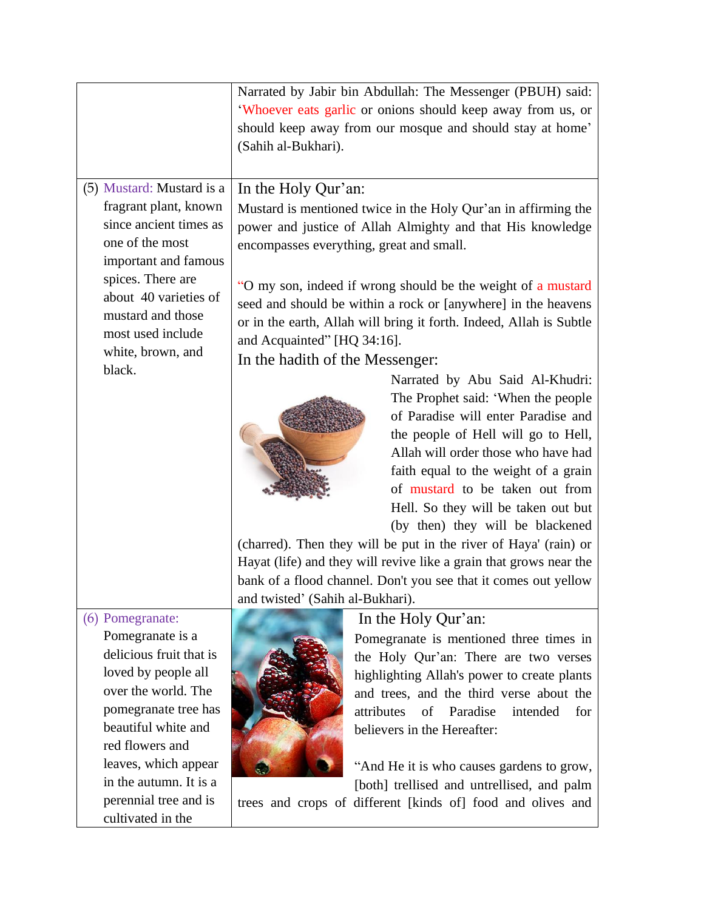| | |
|---|---|
| | Narrated by Jabir bin Abdullah: The Messenger (PBUH) said: 'Whoever eats garlic or onions should keep away from us, or should keep away from our mosque and should stay at home' (Sahih al-Bukhari). |
| (5) Mustard: Mustard is a fragrant plant, known since ancient times as one of the most important and famous spices. There are about 40 varieties of mustard and those most used include white, brown, and black. | In the Holy Qur'an:<br>Mustard is mentioned twice in the Holy Qur'an in affirming the power and justice of Allah Almighty and that His knowledge encompasses everything, great and small.<br><br>"O my son, indeed if wrong should be the weight of a mustard seed and should be within a rock or [anywhere] in the heavens or in the earth, Allah will bring it forth. Indeed, Allah is Subtle and Acquainted" [HQ 34:16].<br>In the hadith of the Messenger:<br>Narrated by Abu Said Al-Khudri: The Prophet said: 'When the people of Paradise will enter Paradise and the people of Hell will go to Hell, Allah will order those who have had faith equal to the weight of a grain of mustard to be taken out from Hell. So they will be taken out but (by then) they will be blackened (charred). Then they will be put in the river of Haya' (rain) or Hayat (life) and they will revive like a grain that grows near the bank of a flood channel. Don't you see that it comes out yellow and twisted' (Sahih al-Bukhari). |
| (6) Pomegranate: Pomegranate is a delicious fruit that is loved by people all over the world. The pomegranate tree has beautiful white and red flowers and leaves, which appear in the autumn. It is a perennial tree and is cultivated in the | In the Holy Qur'an:<br>Pomegranate is mentioned three times in the Holy Qur'an: There are two verses highlighting Allah's power to create plants and trees, and the third verse about the attributes of Paradise intended for believers in the Hereafter:<br><br>"And He it is who causes gardens to grow, [both] trellised and untrellised, and palm trees and crops of different [kinds of] food and olives and |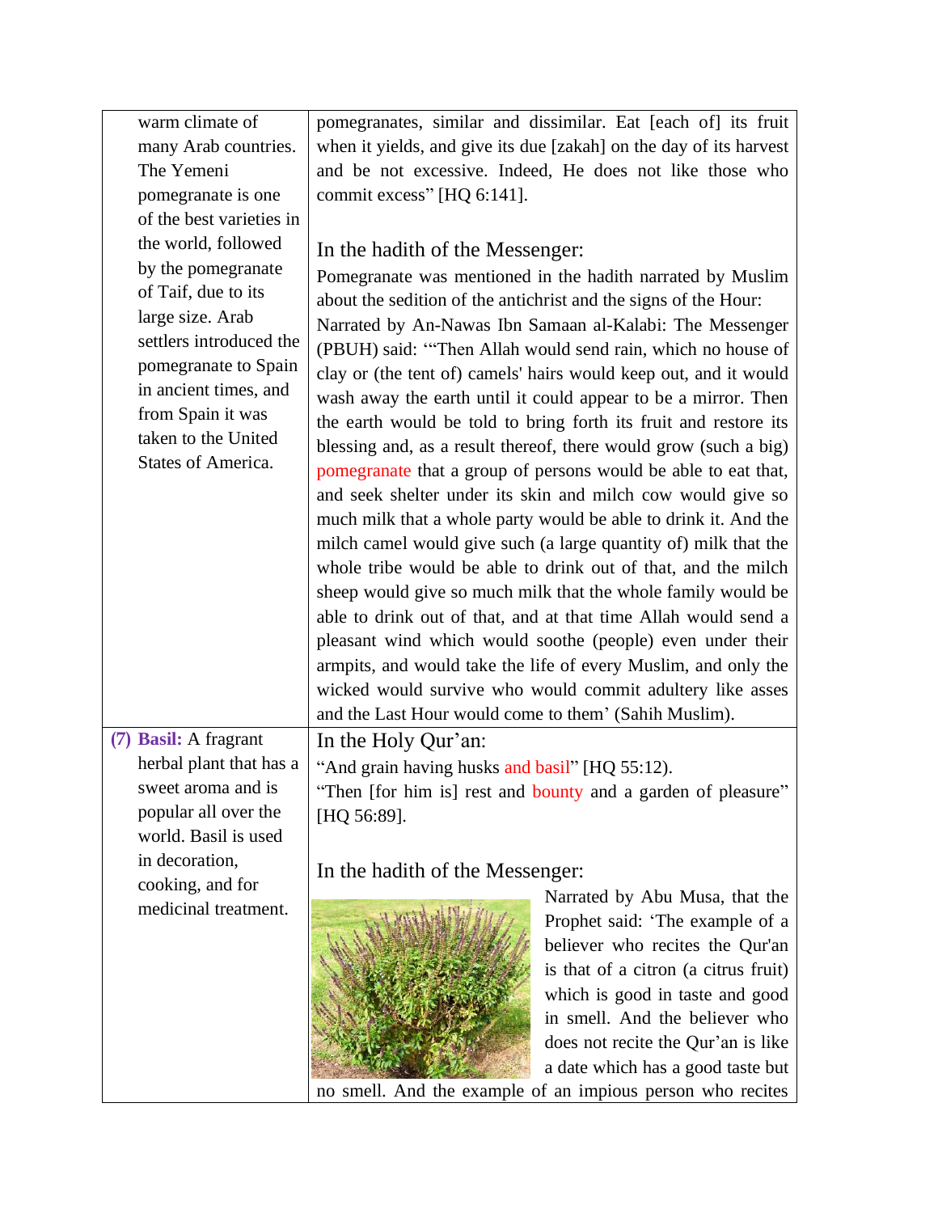| | |
|---|---|
| warm climate of many Arab countries. The Yemeni pomegranate is one of the best varieties in the world, followed by the pomegranate of Taif, due to its large size. Arab settlers introduced the pomegranate to Spain in ancient times, and from Spain it was taken to the United States of America. | pomegranates, similar and dissimilar. Eat [each of] its fruit when it yields, and give its due [zakah] on the day of its harvest and be not excessive. Indeed, He does not like those who commit excess" [HQ 6:141].<br><br>In the hadith of the Messenger:<br>Pomegranate was mentioned in the hadith narrated by Muslim about the sedition of the antichrist and the signs of the Hour: Narrated by An-Nawas Ibn Samaan al-Kalabi: The Messenger (PBUH) said: '"Then Allah would send rain, which no house of clay or (the tent of) camels' hairs would keep out, and it would wash away the earth until it could appear to be a mirror. Then the earth would be told to bring forth its fruit and restore its blessing and, as a result thereof, there would grow (such a big) pomegranate that a group of persons would be able to eat that, and seek shelter under its skin and milch cow would give so much milk that a whole party would be able to drink it. And the milch camel would give such (a large quantity of) milk that the whole tribe would be able to drink out of that, and the milch sheep would give so much milk that the whole family would be able to drink out of that, and at that time Allah would send a pleasant wind which would soothe (people) even under their armpits, and would take the life of every Muslim, and only the wicked would survive who would commit adultery like asses and the Last Hour would come to them' (Sahih Muslim). |
| **(7) Basil:** A fragrant herbal plant that has a sweet aroma and is popular all over the world. Basil is used in decoration, cooking, and for medicinal treatment. | In the Holy Qur'an:<br>"And grain having husks and basil" [HQ 55:12].<br>"Then [for him is] rest and bounty and a garden of pleasure" [HQ 56:89].<br><br>In the hadith of the Messenger:<br>Narrated by Abu Musa, that the Prophet said: 'The example of a believer who recites the Qur'an is that of a citron (a citrus fruit) which is good in taste and good in smell. And the believer who does not recite the Qur'an is like a date which has a good taste but no smell. And the example of an impious person who recites |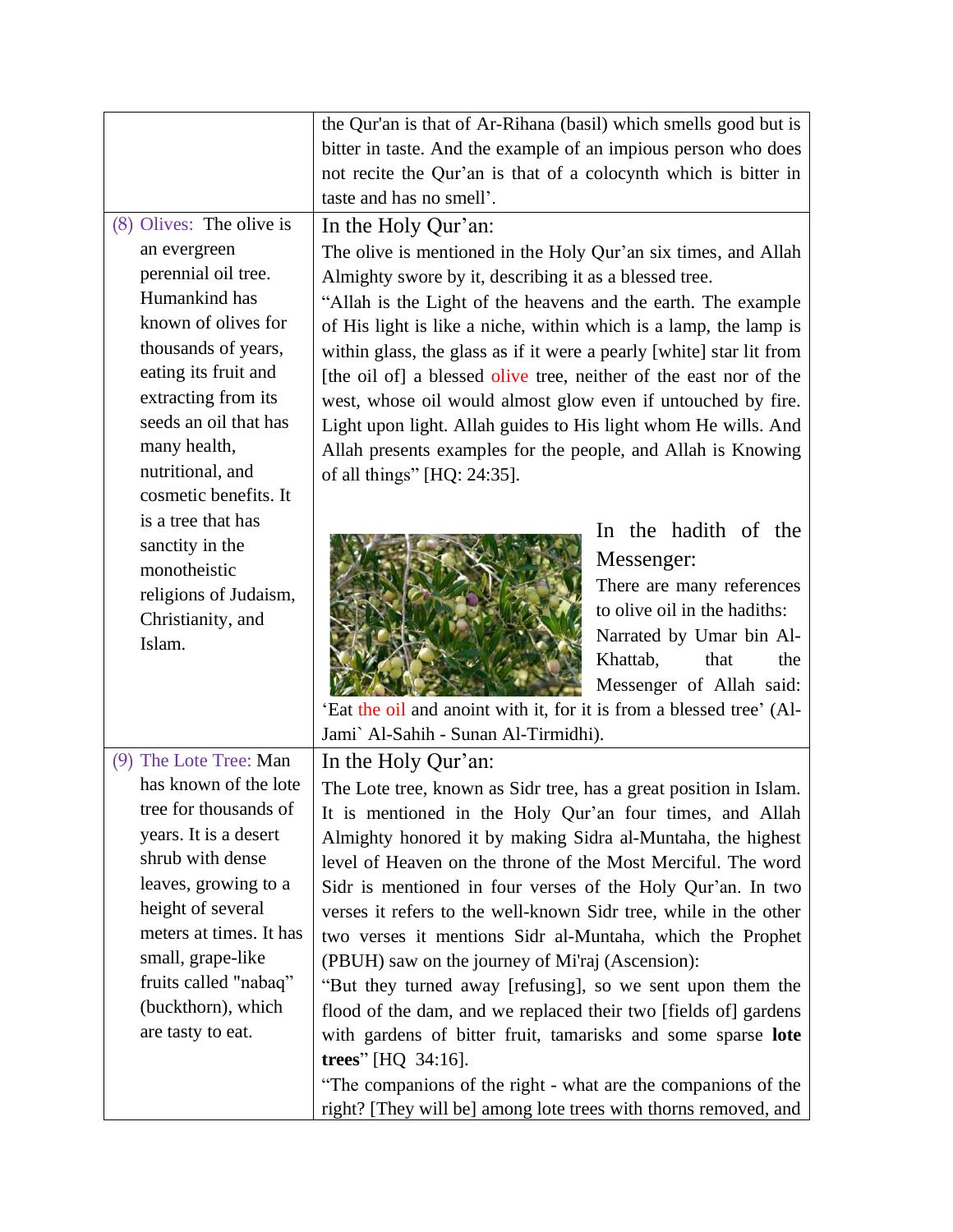| | |
|---|---|
| | the Qur'an is that of Ar-Rihana (basil) which smells good but is bitter in taste. And the example of an impious person who does not recite the Qur'an is that of a colocynth which is bitter in taste and has no smell'. |
| (8) Olives: The olive is an evergreen perennial oil tree. Humankind has known of olives for thousands of years, eating its fruit and extracting from its seeds an oil that has many health, nutritional, and cosmetic benefits. It is a tree that has sanctity in the monotheistic religions of Judaism, Christianity, and Islam. | In the Holy Qur'an:<br>The olive is mentioned in the Holy Qur'an six times, and Allah Almighty swore by it, describing it as a blessed tree.<br>"Allah is the Light of the heavens and the earth. The example of His light is like a niche, within which is a lamp, the lamp is within glass, the glass as if it were a pearly [white] star lit from [the oil of] a blessed olive tree, neither of the east nor of the west, whose oil would almost glow even if untouched by fire. Light upon light. Allah guides to His light whom He wills. And Allah presents examples for the people, and Allah is Knowing of all things" [HQ: 24:35].<br><br>In the hadith of the Messenger:<br>There are many references to olive oil in the hadiths:<br>Narrated by Umar bin Al-Khattab, that the Messenger of Allah said: 'Eat the oil and anoint with it, for it is from a blessed tree' (Al-Jami` Al-Sahih - Sunan Al-Tirmidhi). |
| (9) The Lote Tree: Man has known of the lote tree for thousands of years. It is a desert shrub with dense leaves, growing to a height of several meters at times. It has small, grape-like fruits called "nabaq" (buckthorn), which are tasty to eat. | In the Holy Qur'an:<br>The Lote tree, known as Sidr tree, has a great position in Islam. It is mentioned in the Holy Qur'an four times, and Allah Almighty honored it by making Sidra al-Muntaha, the highest level of Heaven on the throne of the Most Merciful. The word Sidr is mentioned in four verses of the Holy Qur'an. In two verses it refers to the well-known Sidr tree, while in the other two verses it mentions Sidr al-Muntaha, which the Prophet (PBUH) saw on the journey of Mi'raj (Ascension):<br>"But they turned away [refusing], so we sent upon them the flood of the dam, and we replaced their two [fields of] gardens with gardens of bitter fruit, tamarisks and some sparse **lote trees**" [HQ 34:16].<br>"The companions of the right - what are the companions of the right? [They will be] among lote trees with thorns removed, and |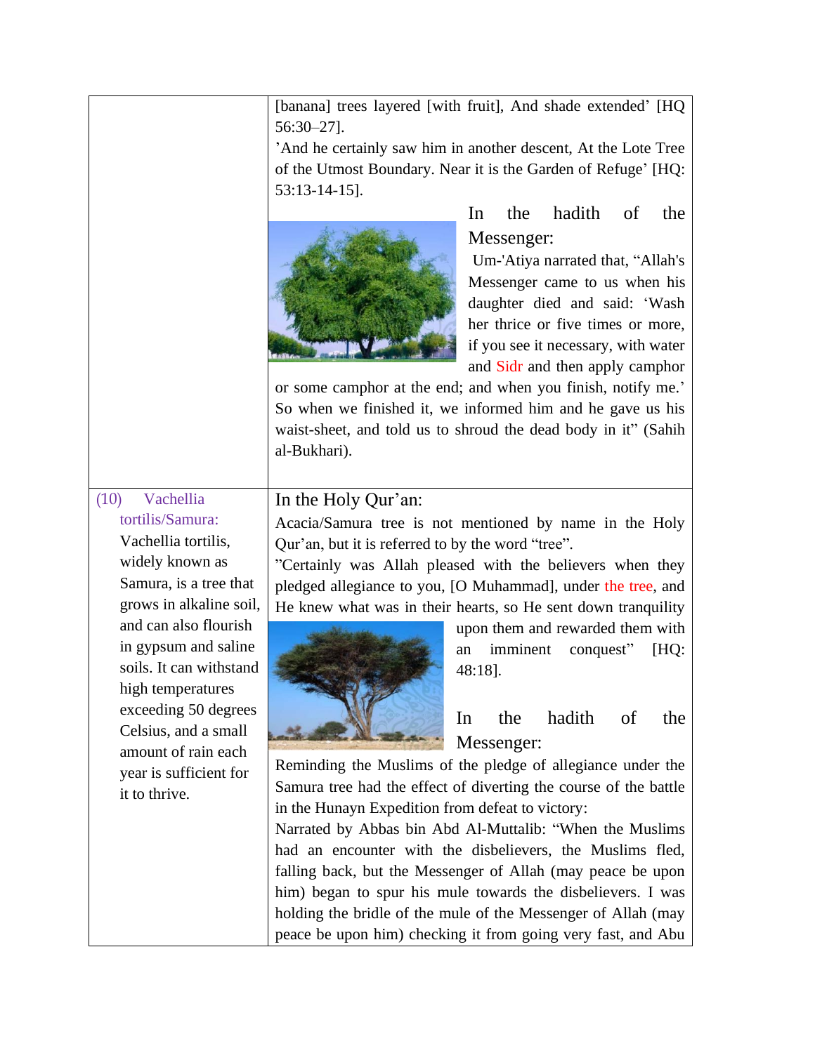| | |
|---|---|
| | [banana] trees layered [with fruit], And shade extended' [HQ 56:30–27].<br>'And he certainly saw him in another descent, At the Lote Tree of the Utmost Boundary. Near it is the Garden of Refuge' [HQ: 53:13-14-15].<br>In the hadith of the Messenger:<br>Um-'Atiya narrated that, "Allah's Messenger came to us when his daughter died and said: 'Wash her thrice or five times or more, if you see it necessary, with water and Sidr and then apply camphor or some camphor at the end; and when you finish, notify me.' So when we finished it, we informed him and he gave us his waist-sheet, and told us to shroud the dead body in it" (Sahih al-Bukhari). |
| (10) Vachellia tortilis/Samura:<br>Vachellia tortilis, widely known as Samura, is a tree that grows in alkaline soil, and can also flourish in gypsum and saline soils. It can withstand high temperatures exceeding 50 degrees Celsius, and a small amount of rain each year is sufficient for it to thrive. | In the Holy Qur'an:<br>Acacia/Samura tree is not mentioned by name in the Holy Qur'an, but it is referred to by the word "tree".<br>"Certainly was Allah pleased with the believers when they pledged allegiance to you, [O Muhammad], under the tree, and He knew what was in their hearts, so He sent down tranquility upon them and rewarded them with an imminent conquest" [HQ: 48:18].<br>In the hadith of the Messenger:<br>Reminding the Muslims of the pledge of allegiance under the Samura tree had the effect of diverting the course of the battle in the Hunayn Expedition from defeat to victory:<br>Narrated by Abbas bin Abd Al-Muttalib: "When the Muslims had an encounter with the disbelievers, the Muslims fled, falling back, but the Messenger of Allah (may peace be upon him) began to spur his mule towards the disbelievers. I was holding the bridle of the mule of the Messenger of Allah (may peace be upon him) checking it from going very fast, and Abu |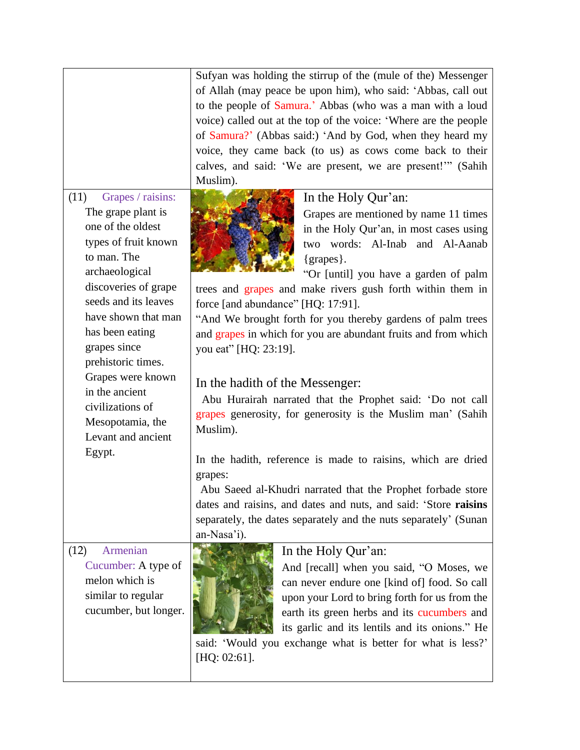| | |
|---|---|
| | Sufyan was holding the stirrup of the (mule of the) Messenger of Allah (may peace be upon him), who said: 'Abbas, call out to the people of Samura.' Abbas (who was a man with a loud voice) called out at the top of the voice: 'Where are the people of Samura?' (Abbas said:) 'And by God, when they heard my voice, they came back (to us) as cows come back to their calves, and said: 'We are present, we are present!'" (Sahih Muslim). |
| (11) Grapes / raisins: The grape plant is one of the oldest types of fruit known to man. The archaeological discoveries of grape seeds and its leaves have shown that man has been eating grapes since prehistoric times. Grapes were known in the ancient civilizations of Mesopotamia, the Levant and ancient Egypt. | In the Holy Qur'an:<br>Grapes are mentioned by name 11 times in the Holy Qur'an, in most cases using two words: Al-Inab and Al-Aanab {grapes}.<br>"Or [until] you have a garden of palm trees and grapes and make rivers gush forth within them in force [and abundance]" [HQ: 17:91].<br>"And We brought forth for you thereby gardens of palm trees and grapes in which for you are abundant fruits and from which you eat" [HQ: 23:19].<br><br>In the hadith of the Messenger:<br>Abu Hurairah narrated that the Prophet said: 'Do not call grapes generosity, for generosity is the Muslim man' (Sahih Muslim).<br><br>In the hadith, reference is made to raisins, which are dried grapes:<br>Abu Saeed al-Khudri narrated that the Prophet forbade store dates and raisins, and dates and nuts, and said: 'Store **raisins** separately, the dates separately and the nuts separately' (Sunan an-Nasa'i). |
| (12) Armenian Cucumber: A type of melon which is similar to regular cucumber, but longer. | In the Holy Qur'an:<br>And [recall] when you said, "O Moses, we can never endure one [kind of] food. So call upon your Lord to bring forth for us from the earth its green herbs and its cucumbers and its garlic and its lentils and its onions." He said: 'Would you exchange what is better for what is less?' [HQ: 02:61]. |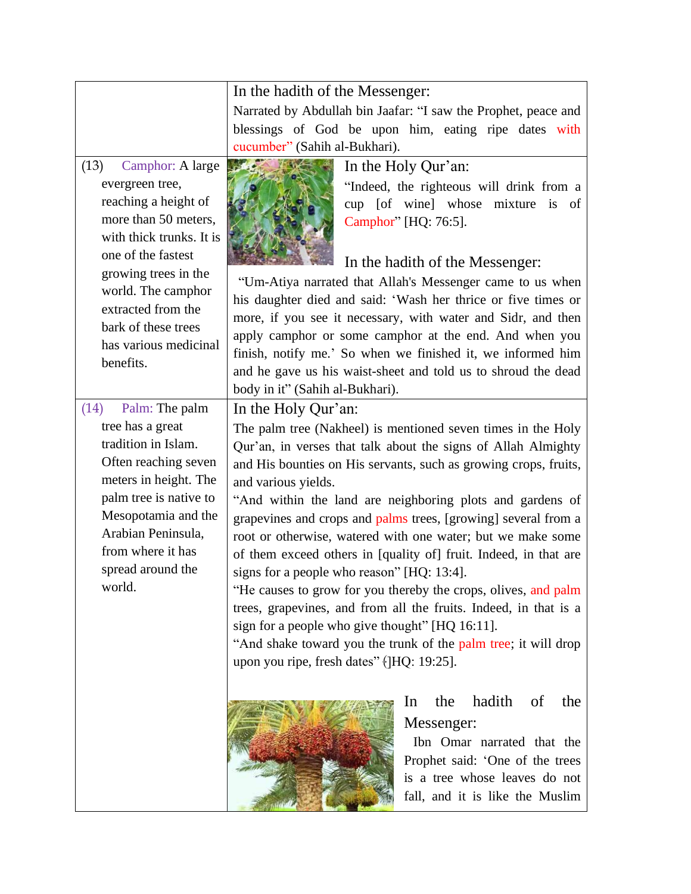| | |
|---|---|
| | In the hadith of the Messenger: Narrated by Abdullah bin Jaafar: "I saw the Prophet, peace and blessings of God be upon him, eating ripe dates with cucumber" (Sahih al-Bukhari). |
| (13) Camphor: A large evergreen tree, reaching a height of more than 50 meters, with thick trunks. It is one of the fastest growing trees in the world. The camphor extracted from the bark of these trees has various medicinal benefits. | In the Holy Qur'an: "Indeed, the righteous will drink from a cup [of wine] whose mixture is of Camphor" [HQ: 76:5]. In the hadith of the Messenger: "Um-Atiya narrated that Allah's Messenger came to us when his daughter died and said: 'Wash her thrice or five times or more, if you see it necessary, with water and Sidr, and then apply camphor or some camphor at the end. And when you finish, notify me.' So when we finished it, we informed him and he gave us his waist-sheet and told us to shroud the dead body in it" (Sahih al-Bukhari). |
| (14) Palm: The palm tree has a great tradition in Islam. Often reaching seven meters in height. The palm tree is native to Mesopotamia and the Arabian Peninsula, from where it has spread around the world. | In the Holy Qur'an: The palm tree (Nakheel) is mentioned seven times in the Holy Qur'an, in verses that talk about the signs of Allah Almighty and His bounties on His servants, such as growing crops, fruits, and various yields. "And within the land are neighboring plots and gardens of grapevines and crops and palms trees, [growing] several from a root or otherwise, watered with one water; but we make some of them exceed others in [quality of] fruit. Indeed, in that are signs for a people who reason" [HQ: 13:4]. "He causes to grow for you thereby the crops, olives, and palm trees, grapevines, and from all the fruits. Indeed, in that is a sign for a people who give thought" [HQ 16:11]. "And shake toward you the trunk of the palm tree; it will drop upon you ripe, fresh dates" [HQ: 19:25]. In the hadith of the Messenger: Ibn Omar narrated that the Prophet said: 'One of the trees is a tree whose leaves do not fall, and it is like the Muslim |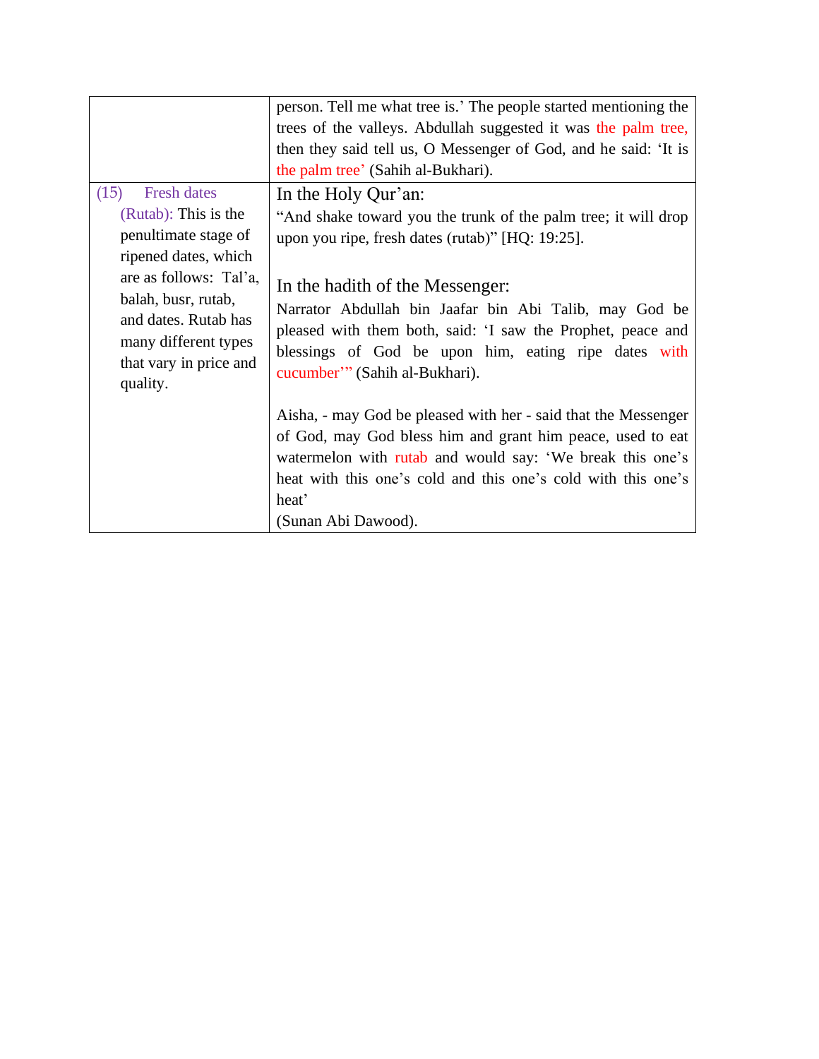| | |
|---|---|
| | person. Tell me what tree is.' The people started mentioning the trees of the valleys. Abdullah suggested it was the palm tree, then they said tell us, O Messenger of God, and he said: 'It is the palm tree' (Sahih al-Bukhari). |
| (15) Fresh dates (Rutab): This is the penultimate stage of ripened dates, which are as follows: Tal'a, balah, busr, rutab, and dates. Rutab has many different types that vary in price and quality. | In the Holy Qur'an:<br>"And shake toward you the trunk of the palm tree; it will drop upon you ripe, fresh dates (rutab)" [HQ: 19:25].<br><br>In the hadith of the Messenger:<br>Narrator Abdullah bin Jaafar bin Abi Talib, may God be pleased with them both, said: 'I saw the Prophet, peace and blessings of God be upon him, eating ripe dates with cucumber'" (Sahih al-Bukhari).<br><br>Aisha, - may God be pleased with her - said that the Messenger of God, may God bless him and grant him peace, used to eat watermelon with rutab and would say: 'We break this one's heat with this one's cold and this one's cold with this one's heat'<br>(Sunan Abi Dawood). |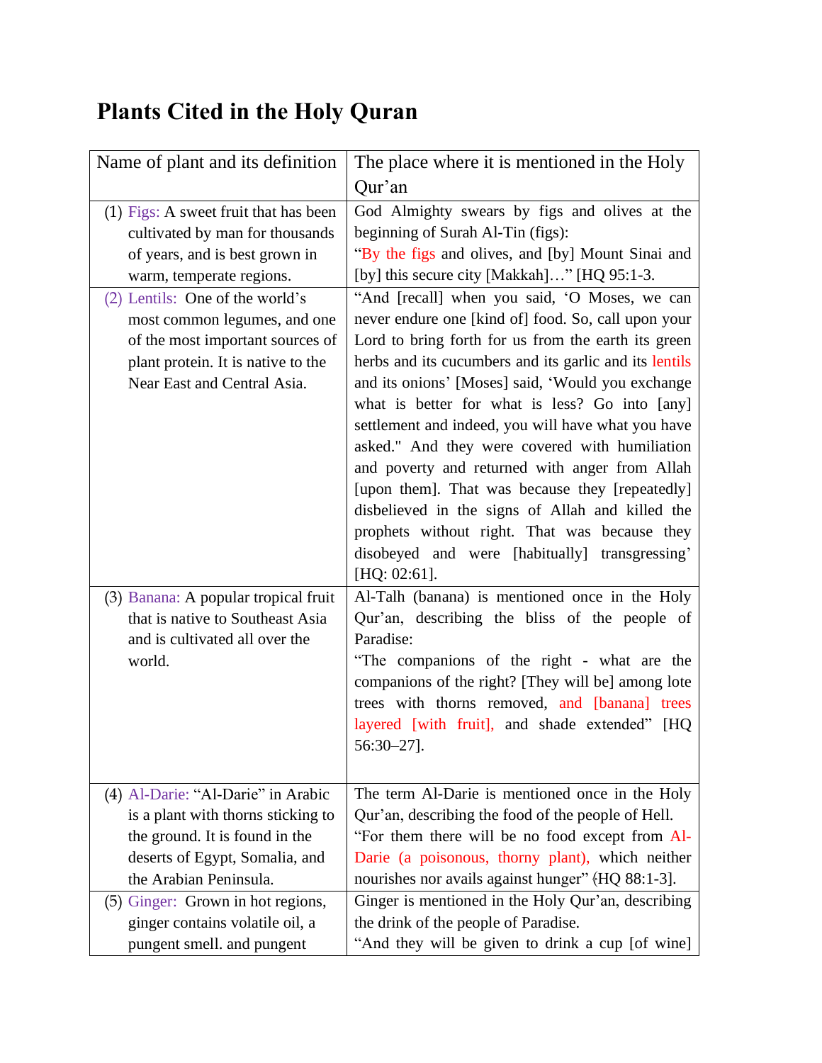# Plants Cited in the Holy Quran

| Name of plant and its definition | The place where it is mentioned in the Holy Qur'an |
|---|---|
| (1) Figs: A sweet fruit that has been cultivated by man for thousands of years, and is best grown in warm, temperate regions. | God Almighty swears by figs and olives at the beginning of Surah Al-Tin (figs): "By the figs and olives, and [by] Mount Sinai and [by] this secure city [Makkah]…" [HQ 95:1-3. |
| (2) Lentils: One of the world's most common legumes, and one of the most important sources of plant protein. It is native to the Near East and Central Asia. | "And [recall] when you said, 'O Moses, we can never endure one [kind of] food. So, call upon your Lord to bring forth for us from the earth its green herbs and its cucumbers and its garlic and its lentils and its onions' [Moses] said, 'Would you exchange what is better for what is less? Go into [any] settlement and indeed, you will have what you have asked." And they were covered with humiliation and poverty and returned with anger from Allah [upon them]. That was because they [repeatedly] disbelieved in the signs of Allah and killed the prophets without right. That was because they disobeyed and were [habitually] transgressing' [HQ: 02:61]. |
| (3) Banana: A popular tropical fruit that is native to Southeast Asia and is cultivated all over the world. | Al-Talh (banana) is mentioned once in the Holy Qur'an, describing the bliss of the people of Paradise: "The companions of the right - what are the companions of the right? [They will be] among lote trees with thorns removed, and [banana] trees layered [with fruit], and shade extended" [HQ 56:30–27]. |
| (4) Al-Darie: "Al-Darie" in Arabic is a plant with thorns sticking to the ground. It is found in the deserts of Egypt, Somalia, and the Arabian Peninsula. | The term Al-Darie is mentioned once in the Holy Qur'an, describing the food of the people of Hell. "For them there will be no food except from Al-Darie (a poisonous, thorny plant), which neither nourishes nor avails against hunger" ﴿HQ 88:1-3]. |
| (5) Ginger: Grown in hot regions, ginger contains volatile oil, a pungent smell. and pungent | Ginger is mentioned in the Holy Qur'an, describing the drink of the people of Paradise. "And they will be given to drink a cup [of wine] |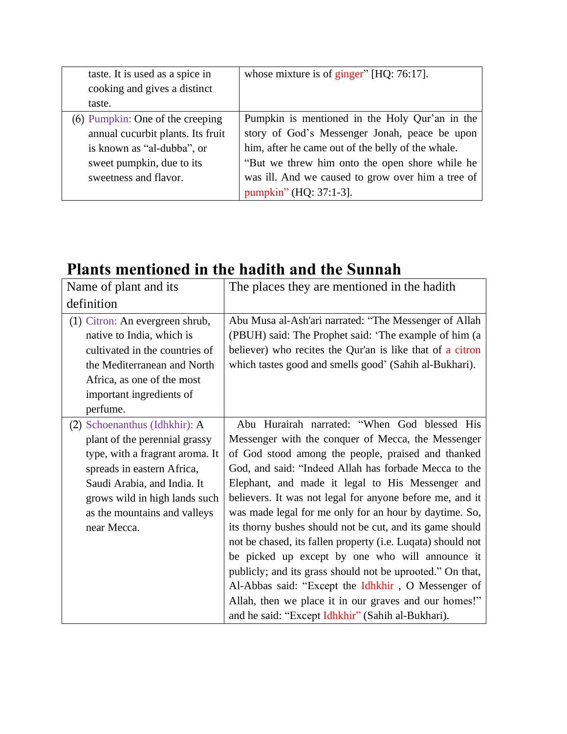| | |
|---|---|
| taste. It is used as a spice in cooking and gives a distinct taste. | whose mixture is of ginger" [HQ: 76:17]. |
| (6) Pumpkin: One of the creeping annual cucurbit plants. Its fruit is known as "al-dubba", or sweet pumpkin, due to its sweetness and flavor. | Pumpkin is mentioned in the Holy Qur'an in the story of God's Messenger Jonah, peace be upon him, after he came out of the belly of the whale. "But we threw him onto the open shore while he was ill. And we caused to grow over him a tree of pumpkin" (HQ: 37:1-3]. |

## Plants mentioned in the hadith and the Sunnah

| Name of plant and its definition | The places they are mentioned in the hadith |
|---|---|
| (1) Citron: An evergreen shrub, native to India, which is cultivated in the countries of the Mediterranean and North Africa, as one of the most important ingredients of perfume. | Abu Musa al-Ash'ari narrated: "The Messenger of Allah (PBUH) said: The Prophet said: 'The example of him (a believer) who recites the Qur'an is like that of a citron which tastes good and smells good' (Sahih al-Bukhari). |
| (2) Schoenanthus (Idhkhir): A plant of the perennial grassy type, with a fragrant aroma. It spreads in eastern Africa, Saudi Arabia, and India. It grows wild in high lands such as the mountains and valleys near Mecca. | Abu Hurairah narrated: "When God blessed His Messenger with the conquer of Mecca, the Messenger of God stood among the people, praised and thanked God, and said: "Indeed Allah has forbade Mecca to the Elephant, and made it legal to His Messenger and believers. It was not legal for anyone before me, and it was made legal for me only for an hour by daytime. So, its thorny bushes should not be cut, and its game should not be chased, its fallen property (i.e. Luqata) should not be picked up except by one who will announce it publicly; and its grass should not be uprooted." On that, Al-Abbas said: "Except the Idhkhir , O Messenger of Allah, then we place it in our graves and our homes!" and he said: "Except Idhkhir" (Sahih al-Bukhari). |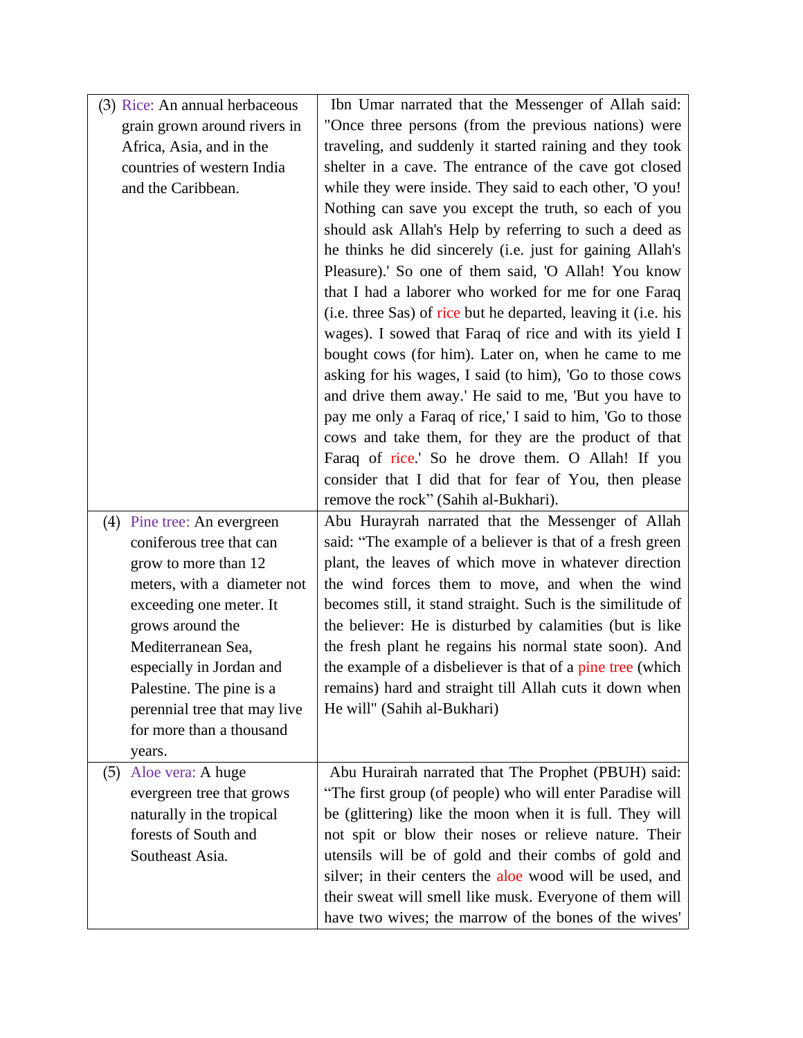| | |
|---|---|
| (3) Rice: An annual herbaceous grain grown around rivers in Africa, Asia, and in the countries of western India and the Caribbean. | Ibn Umar narrated that the Messenger of Allah said: "Once three persons (from the previous nations) were traveling, and suddenly it started raining and they took shelter in a cave. The entrance of the cave got closed while they were inside. They said to each other, 'O you! Nothing can save you except the truth, so each of you should ask Allah's Help by referring to such a deed as he thinks he did sincerely (i.e. just for gaining Allah's Pleasure).' So one of them said, 'O Allah! You know that I had a laborer who worked for me for one Faraq (i.e. three Sas) of rice but he departed, leaving it (i.e. his wages). I sowed that Faraq of rice and with its yield I bought cows (for him). Later on, when he came to me asking for his wages, I said (to him), 'Go to those cows and drive them away.' He said to me, 'But you have to pay me only a Faraq of rice,' I said to him, 'Go to those cows and take them, for they are the product of that Faraq of rice.' So he drove them. O Allah! If you consider that I did that for fear of You, then please remove the rock" (Sahih al-Bukhari). |
| (4) Pine tree: An evergreen coniferous tree that can grow to more than 12 meters, with a diameter not exceeding one meter. It grows around the Mediterranean Sea, especially in Jordan and Palestine. The pine is a perennial tree that may live for more than a thousand years. | Abu Hurayrah narrated that the Messenger of Allah said: "The example of a believer is that of a fresh green plant, the leaves of which move in whatever direction the wind forces them to move, and when the wind becomes still, it stand straight. Such is the similitude of the believer: He is disturbed by calamities (but is like the fresh plant he regains his normal state soon). And the example of a disbeliever is that of a pine tree (which remains) hard and straight till Allah cuts it down when He will" (Sahih al-Bukhari) |
| (5) Aloe vera: A huge evergreen tree that grows naturally in the tropical forests of South and Southeast Asia. | Abu Hurairah narrated that The Prophet (PBUH) said: "The first group (of people) who will enter Paradise will be (glittering) like the moon when it is full. They will not spit or blow their noses or relieve nature. Their utensils will be of gold and their combs of gold and silver; in their centers the aloe wood will be used, and their sweat will smell like musk. Everyone of them will have two wives; the marrow of the bones of the wives' |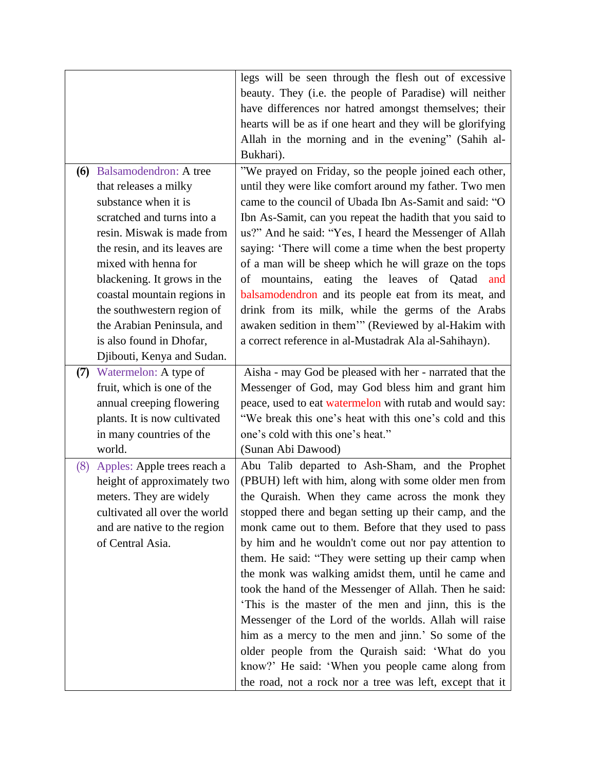| | |
|---|---|
| | legs will be seen through the flesh out of excessive beauty. They (i.e. the people of Paradise) will neither have differences nor hatred amongst themselves; their hearts will be as if one heart and they will be glorifying Allah in the morning and in the evening" (Sahih al-Bukhari). |
| **(6)** Balsamodendron: A tree that releases a milky substance when it is scratched and turns into a resin. Miswak is made from the resin, and its leaves are mixed with henna for blackening. It grows in the coastal mountain regions in the southwestern region of the Arabian Peninsula, and is also found in Dhofar, Djibouti, Kenya and Sudan. | "We prayed on Friday, so the people joined each other, until they were like comfort around my father. Two men came to the council of Ubada Ibn As-Samit and said: "O Ibn As-Samit, can you repeat the hadith that you said to us?" And he said: "Yes, I heard the Messenger of Allah saying: 'There will come a time when the best property of a man will be sheep which he will graze on the tops of mountains, eating the leaves of Qatad and balsamodendron and its people eat from its meat, and drink from its milk, while the germs of the Arabs awaken sedition in them'" (Reviewed by al-Hakim with a correct reference in al-Mustadrak Ala al-Sahihayn). |
| **(7)** Watermelon: A type of fruit, which is one of the annual creeping flowering plants. It is now cultivated in many countries of the world. | Aisha - may God be pleased with her - narrated that the Messenger of God, may God bless him and grant him peace, used to eat watermelon with rutab and would say: "We break this one's heat with this one's cold and this one's cold with this one's heat." (Sunan Abi Dawood) |
| (8) Apples: Apple trees reach a height of approximately two meters. They are widely cultivated all over the world and are native to the region of Central Asia. | Abu Talib departed to Ash-Sham, and the Prophet (PBUH) left with him, along with some older men from the Quraish. When they came across the monk they stopped there and began setting up their camp, and the monk came out to them. Before that they used to pass by him and he wouldn't come out nor pay attention to them. He said: "They were setting up their camp when the monk was walking amidst them, until he came and took the hand of the Messenger of Allah. Then he said: 'This is the master of the men and jinn, this is the Messenger of the Lord of the worlds. Allah will raise him as a mercy to the men and jinn.' So some of the older people from the Quraish said: 'What do you know?' He said: 'When you people came along from the road, not a rock nor a tree was left, except that it |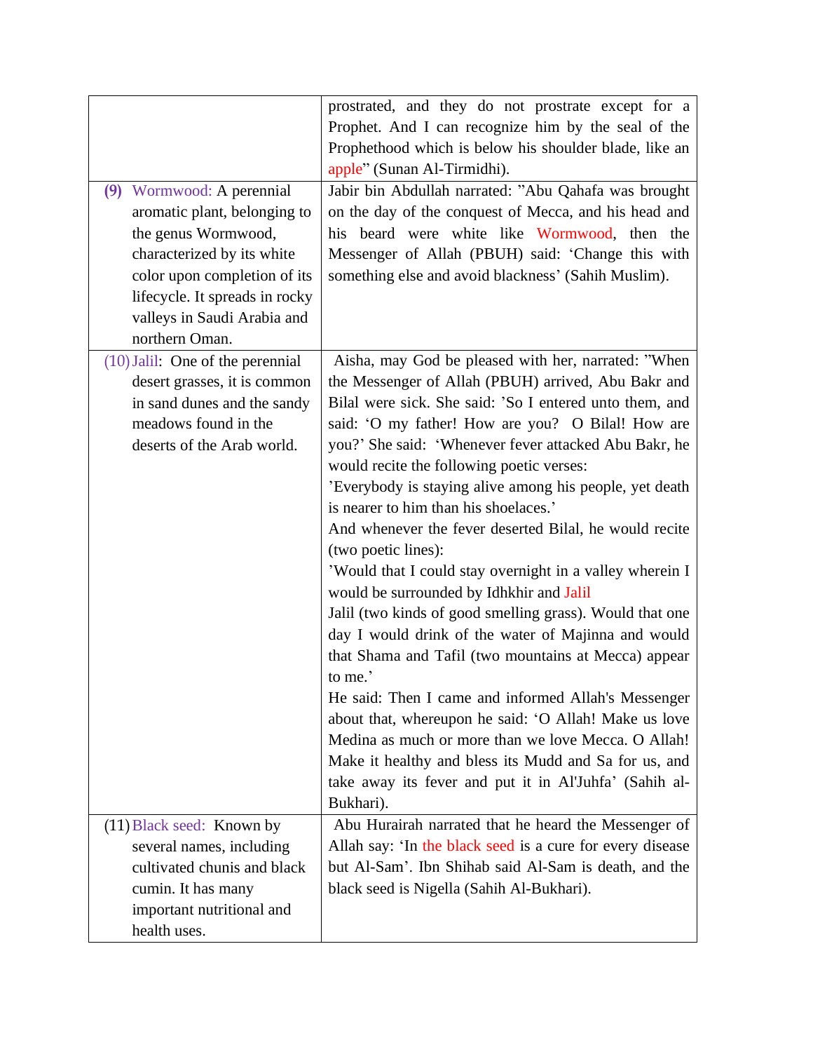|  |  |
|---|---|
|  | prostrated, and they do not prostrate except for a Prophet. And I can recognize him by the seal of the Prophethood which is below his shoulder blade, like an apple" (Sunan Al-Tirmidhi). |
| **(9)** Wormwood: A perennial aromatic plant, belonging to the genus Wormwood, characterized by its white color upon completion of its lifecycle. It spreads in rocky valleys in Saudi Arabia and northern Oman. | Jabir bin Abdullah narrated: "Abu Qahafa was brought on the day of the conquest of Mecca, and his head and his beard were white like Wormwood, then the Messenger of Allah (PBUH) said: 'Change this with something else and avoid blackness' (Sahih Muslim). |
| (10) Jalil: One of the perennial desert grasses, it is common in sand dunes and the sandy meadows found in the deserts of the Arab world. | Aisha, may God be pleased with her, narrated: "When the Messenger of Allah (PBUH) arrived, Abu Bakr and Bilal were sick. She said: 'So I entered unto them, and said: 'O my father! How are you? O Bilal! How are you?' She said: 'Whenever fever attacked Abu Bakr, he would recite the following poetic verses:<br>'Everybody is staying alive among his people, yet death is nearer to him than his shoelaces.'<br>And whenever the fever deserted Bilal, he would recite (two poetic lines):<br>'Would that I could stay overnight in a valley wherein I would be surrounded by Idhkhir and Jalil<br>Jalil (two kinds of good smelling grass). Would that one day I would drink of the water of Majinna and would that Shama and Tafil (two mountains at Mecca) appear to me.'<br>He said: Then I came and informed Allah's Messenger about that, whereupon he said: 'O Allah! Make us love Medina as much or more than we love Mecca. O Allah! Make it healthy and bless its Mudd and Sa for us, and take away its fever and put it in Al'Juhfa' (Sahih al-Bukhari). |
| (11) Black seed: Known by several names, including cultivated chunis and black cumin. It has many important nutritional and health uses. | Abu Hurairah narrated that he heard the Messenger of Allah say: 'In the black seed is a cure for every disease but Al-Sam'. Ibn Shihab said Al-Sam is death, and the black seed is Nigella (Sahih Al-Bukhari). |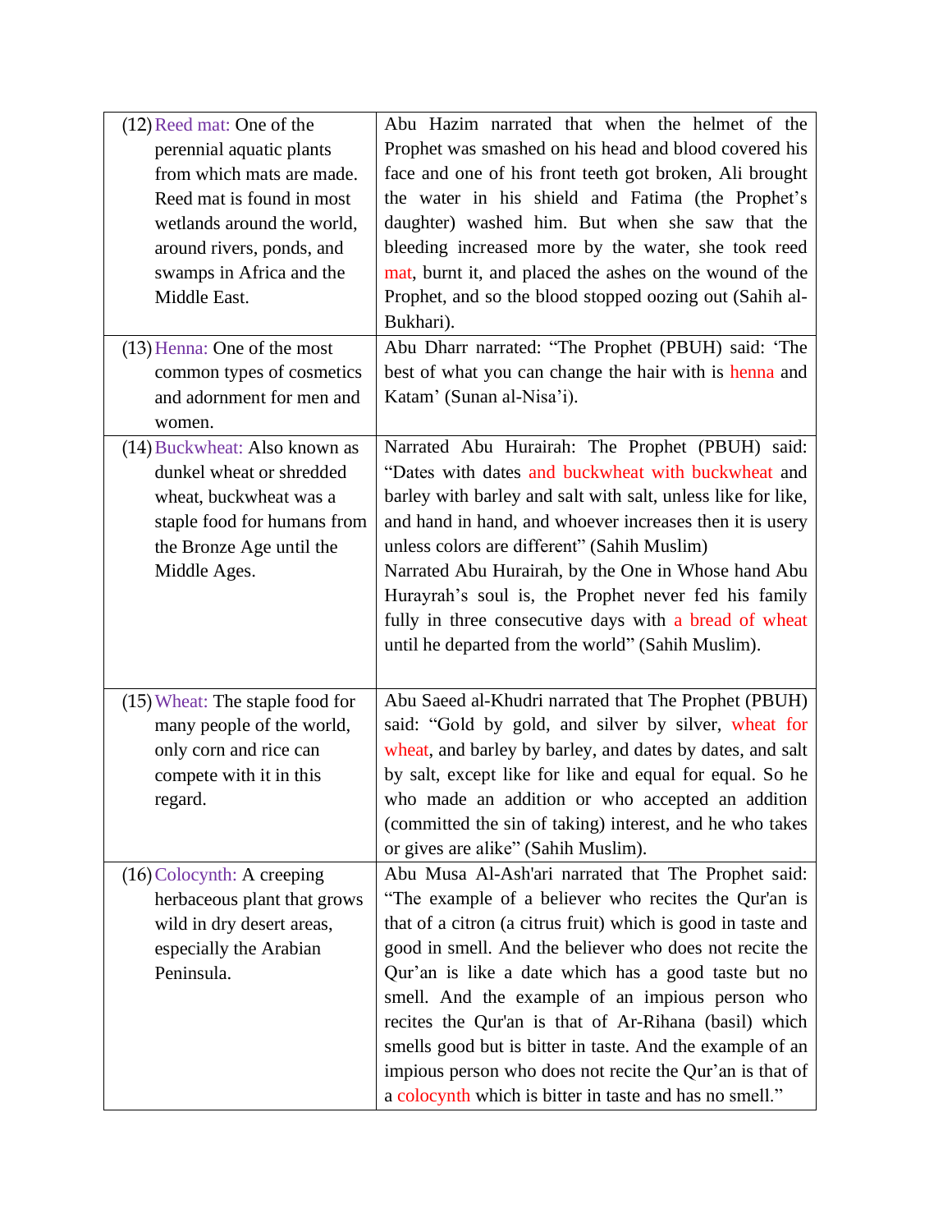| | |
|---|---|
| (12) Reed mat: One of the perennial aquatic plants from which mats are made. Reed mat is found in most wetlands around the world, around rivers, ponds, and swamps in Africa and the Middle East. | Abu Hazim narrated that when the helmet of the Prophet was smashed on his head and blood covered his face and one of his front teeth got broken, Ali brought the water in his shield and Fatima (the Prophet's daughter) washed him. But when she saw that the bleeding increased more by the water, she took reed mat, burnt it, and placed the ashes on the wound of the Prophet, and so the blood stopped oozing out (Sahih al-Bukhari). |
| (13) Henna: One of the most common types of cosmetics and adornment for men and women. | Abu Dharr narrated: "The Prophet (PBUH) said: 'The best of what you can change the hair with is henna and Katam' (Sunan al-Nisa'i). |
| (14) Buckwheat: Also known as dunkel wheat or shredded wheat, buckwheat was a staple food for humans from the Bronze Age until the Middle Ages. | Narrated Abu Hurairah: The Prophet (PBUH) said: "Dates with dates and buckwheat with buckwheat and barley with barley and salt with salt, unless like for like, and hand in hand, and whoever increases then it is usery unless colors are different" (Sahih Muslim)<br>Narrated Abu Hurairah, by the One in Whose hand Abu Hurayrah's soul is, the Prophet never fed his family fully in three consecutive days with a bread of wheat until he departed from the world" (Sahih Muslim). |
| (15) Wheat: The staple food for many people of the world, only corn and rice can compete with it in this regard. | Abu Saeed al-Khudri narrated that The Prophet (PBUH) said: "Gold by gold, and silver by silver, wheat for wheat, and barley by barley, and dates by dates, and salt by salt, except like for like and equal for equal. So he who made an addition or who accepted an addition (committed the sin of taking) interest, and he who takes or gives are alike" (Sahih Muslim). |
| (16) Colocynth: A creeping herbaceous plant that grows wild in dry desert areas, especially the Arabian Peninsula. | Abu Musa Al-Ash'ari narrated that The Prophet said: "The example of a believer who recites the Qur'an is that of a citron (a citrus fruit) which is good in taste and good in smell. And the believer who does not recite the Qur'an is like a date which has a good taste but no smell. And the example of an impious person who recites the Qur'an is that of Ar-Rihana (basil) which smells good but is bitter in taste. And the example of an impious person who does not recite the Qur'an is that of a colocynth which is bitter in taste and has no smell." |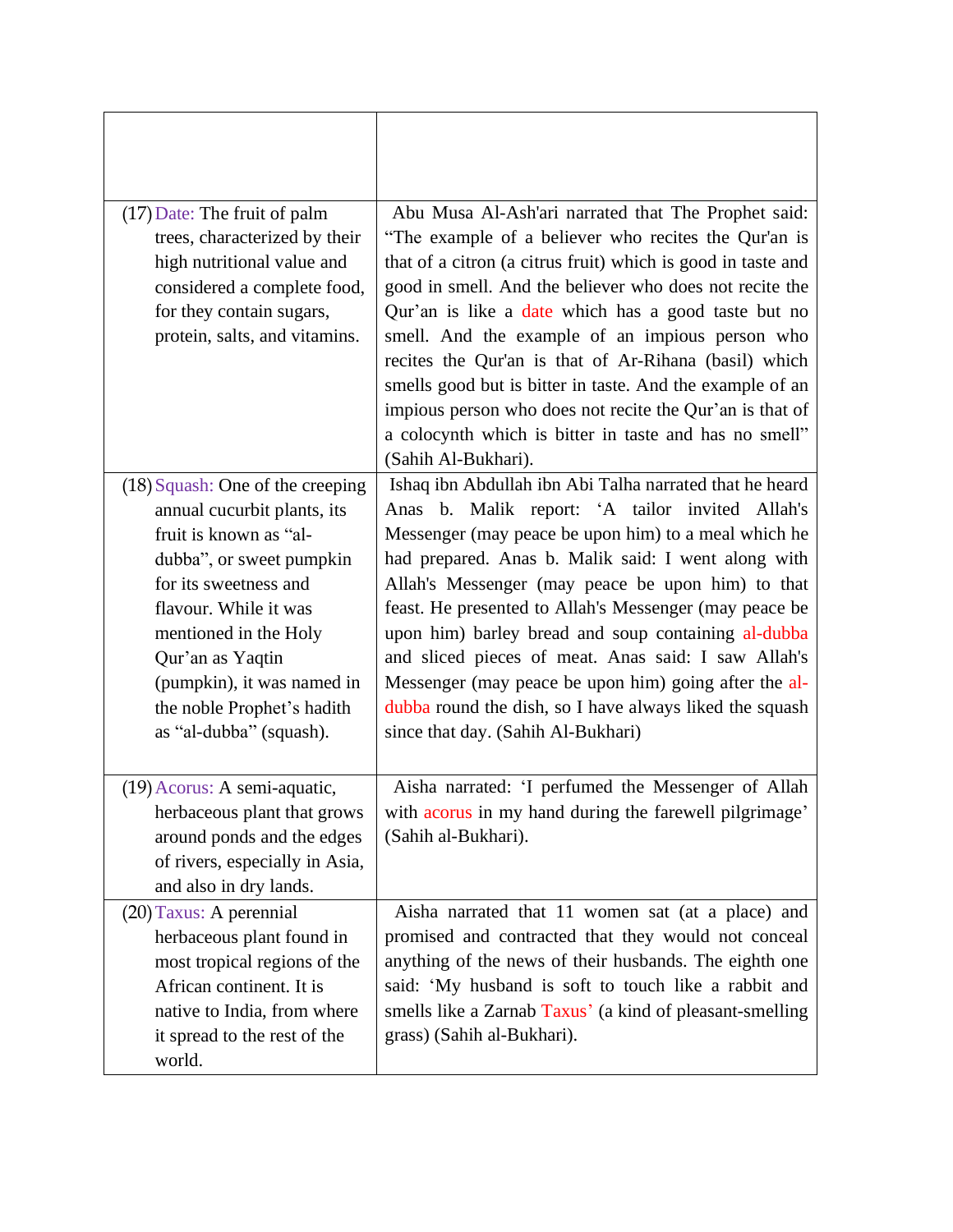| | |
|---|---|
| (17) Date: The fruit of palm trees, characterized by their high nutritional value and considered a complete food, for they contain sugars, protein, salts, and vitamins. | Abu Musa Al-Ash'ari narrated that The Prophet said: "The example of a believer who recites the Qur'an is that of a citron (a citrus fruit) which is good in taste and good in smell. And the believer who does not recite the Qur'an is like a date which has a good taste but no smell. And the example of an impious person who recites the Qur'an is that of Ar-Rihana (basil) which smells good but is bitter in taste. And the example of an impious person who does not recite the Qur'an is that of a colocynth which is bitter in taste and has no smell" (Sahih Al-Bukhari). |
| (18) Squash: One of the creeping annual cucurbit plants, its fruit is known as "al-dubba", or sweet pumpkin for its sweetness and flavour. While it was mentioned in the Holy Qur'an as Yaqtin (pumpkin), it was named in the noble Prophet's hadith as "al-dubba" (squash). | Ishaq ibn Abdullah ibn Abi Talha narrated that he heard Anas b. Malik report: 'A tailor invited Allah's Messenger (may peace be upon him) to a meal which he had prepared. Anas b. Malik said: I went along with Allah's Messenger (may peace be upon him) to that feast. He presented to Allah's Messenger (may peace be upon him) barley bread and soup containing al-dubba and sliced pieces of meat. Anas said: I saw Allah's Messenger (may peace be upon him) going after the al-dubba round the dish, so I have always liked the squash since that day. (Sahih Al-Bukhari) |
| (19) Acorus: A semi-aquatic, herbaceous plant that grows around ponds and the edges of rivers, especially in Asia, and also in dry lands. | Aisha narrated: 'I perfumed the Messenger of Allah with acorus in my hand during the farewell pilgrimage' (Sahih al-Bukhari). |
| (20) Taxus: A perennial herbaceous plant found in most tropical regions of the African continent. It is native to India, from where it spread to the rest of the world. | Aisha narrated that 11 women sat (at a place) and promised and contracted that they would not conceal anything of the news of their husbands. The eighth one said: 'My husband is soft to touch like a rabbit and smells like a Zarnab Taxus' (a kind of pleasant-smelling grass) (Sahih al-Bukhari). |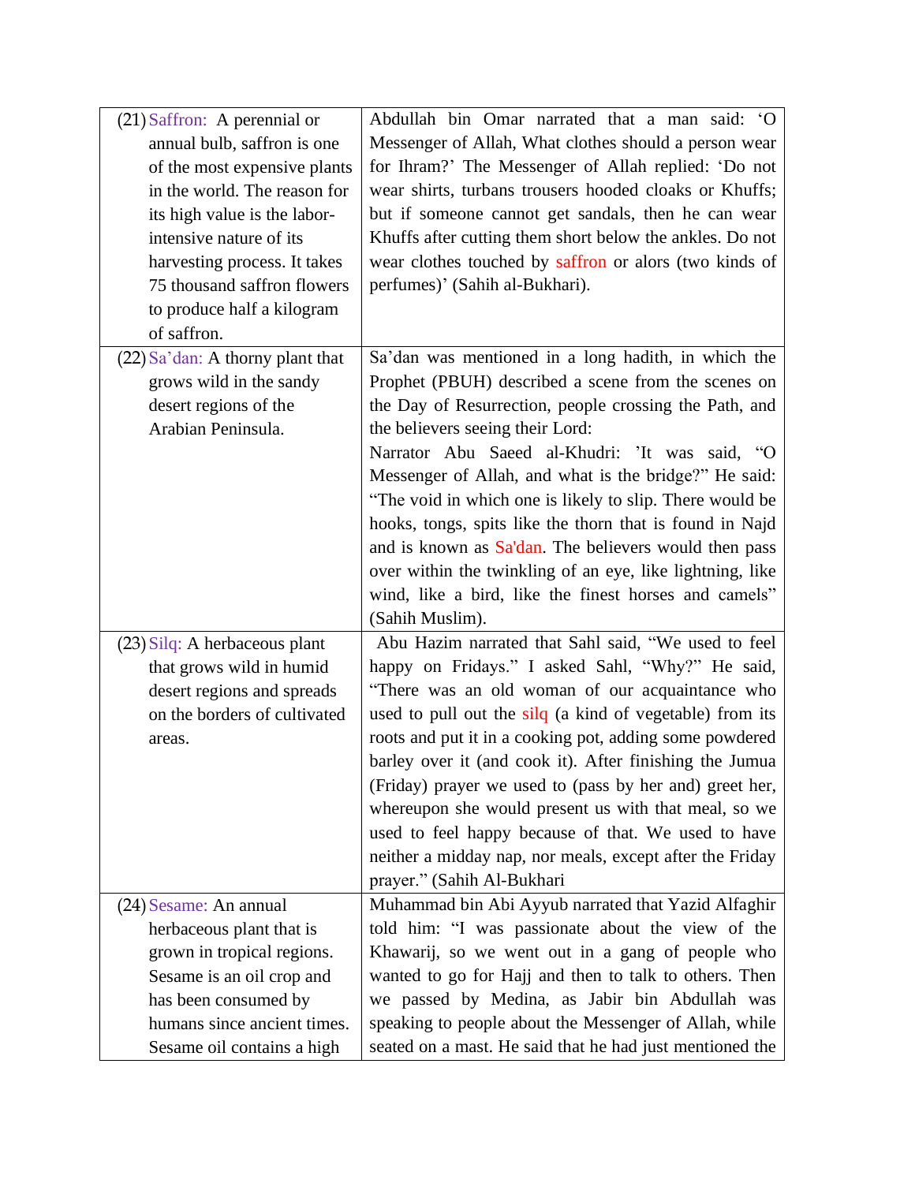| | |
|---|---|
| (21) Saffron: A perennial or annual bulb, saffron is one of the most expensive plants in the world. The reason for its high value is the labor-intensive nature of its harvesting process. It takes 75 thousand saffron flowers to produce half a kilogram of saffron. | Abdullah bin Omar narrated that a man said: 'O Messenger of Allah, What clothes should a person wear for Ihram?' The Messenger of Allah replied: 'Do not wear shirts, turbans trousers hooded cloaks or Khuffs; but if someone cannot get sandals, then he can wear Khuffs after cutting them short below the ankles. Do not wear clothes touched by saffron or alors (two kinds of perfumes)' (Sahih al-Bukhari). |
| (22) Sa'dan: A thorny plant that grows wild in the sandy desert regions of the Arabian Peninsula. | Sa'dan was mentioned in a long hadith, in which the Prophet (PBUH) described a scene from the scenes on the Day of Resurrection, people crossing the Path, and the believers seeing their Lord:<br>Narrator Abu Saeed al-Khudri: 'It was said, "O Messenger of Allah, and what is the bridge?" He said: "The void in which one is likely to slip. There would be hooks, tongs, spits like the thorn that is found in Najd and is known as Sa'dan. The believers would then pass over within the twinkling of an eye, like lightning, like wind, like a bird, like the finest horses and camels" (Sahih Muslim). |
| (23) Silq: A herbaceous plant that grows wild in humid desert regions and spreads on the borders of cultivated areas. | Abu Hazim narrated that Sahl said, "We used to feel happy on Fridays." I asked Sahl, "Why?" He said, "There was an old woman of our acquaintance who used to pull out the silq (a kind of vegetable) from its roots and put it in a cooking pot, adding some powdered barley over it (and cook it). After finishing the Jumua (Friday) prayer we used to (pass by her and) greet her, whereupon she would present us with that meal, so we used to feel happy because of that. We used to have neither a midday nap, nor meals, except after the Friday prayer." (Sahih Al-Bukhari |
| (24) Sesame: An annual herbaceous plant that is grown in tropical regions. Sesame is an oil crop and has been consumed by humans since ancient times. Sesame oil contains a high | Muhammad bin Abi Ayyub narrated that Yazid Alfaghir told him: "I was passionate about the view of the Khawarij, so we went out in a gang of people who wanted to go for Hajj and then to talk to others. Then we passed by Medina, as Jabir bin Abdullah was speaking to people about the Messenger of Allah, while seated on a mast. He said that he had just mentioned the |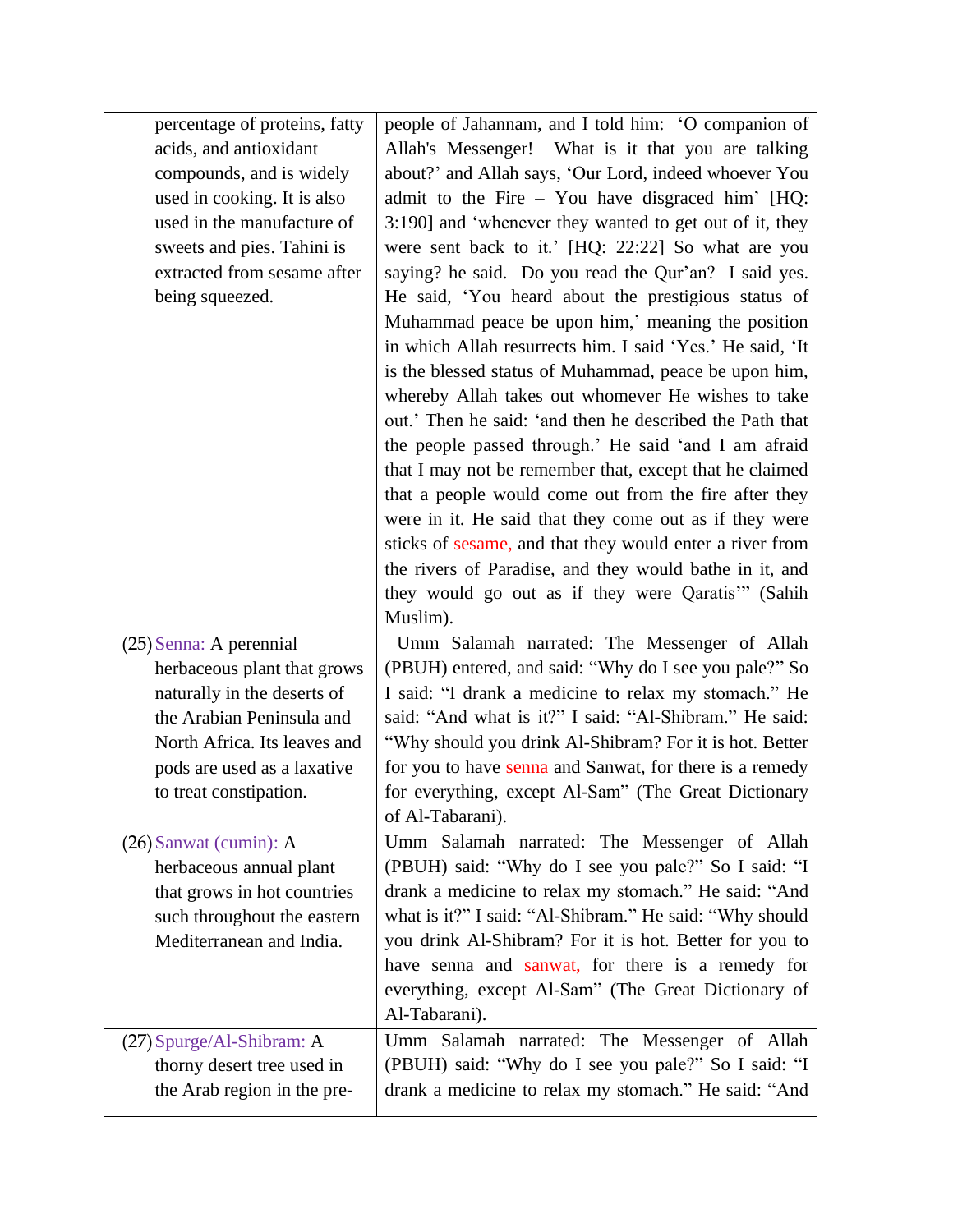| | |
|---|---|
| percentage of proteins, fatty acids, and antioxidant compounds, and is widely used in cooking. It is also used in the manufacture of sweets and pies. Tahini is extracted from sesame after being squeezed. | people of Jahannam, and I told him: 'O companion of Allah's Messenger! What is it that you are talking about?' and Allah says, 'Our Lord, indeed whoever You admit to the Fire – You have disgraced him' [HQ: 3:190] and 'whenever they wanted to get out of it, they were sent back to it.' [HQ: 22:22] So what are you saying? he said. Do you read the Qur'an? I said yes. He said, 'You heard about the prestigious status of Muhammad peace be upon him,' meaning the position in which Allah resurrects him. I said 'Yes.' He said, 'It is the blessed status of Muhammad, peace be upon him, whereby Allah takes out whomever He wishes to take out.' Then he said: 'and then he described the Path that the people passed through.' He said 'and I am afraid that I may not be remember that, except that he claimed that a people would come out from the fire after they were in it. He said that they come out as if they were sticks of sesame, and that they would enter a river from the rivers of Paradise, and they would bathe in it, and they would go out as if they were Qaratis'" (Sahih Muslim). |
| (25) Senna: A perennial herbaceous plant that grows naturally in the deserts of the Arabian Peninsula and North Africa. Its leaves and pods are used as a laxative to treat constipation. | Umm Salamah narrated: The Messenger of Allah (PBUH) entered, and said: "Why do I see you pale?" So I said: "I drank a medicine to relax my stomach." He said: "And what is it?" I said: "Al-Shibram." He said: "Why should you drink Al-Shibram? For it is hot. Better for you to have senna and Sanwat, for there is a remedy for everything, except Al-Sam" (The Great Dictionary of Al-Tabarani). |
| (26) Sanwat (cumin): A herbaceous annual plant that grows in hot countries such throughout the eastern Mediterranean and India. | Umm Salamah narrated: The Messenger of Allah (PBUH) said: "Why do I see you pale?" So I said: "I drank a medicine to relax my stomach." He said: "And what is it?" I said: "Al-Shibram." He said: "Why should you drink Al-Shibram? For it is hot. Better for you to have senna and sanwat, for there is a remedy for everything, except Al-Sam" (The Great Dictionary of Al-Tabarani). |
| (27) Spurge/Al-Shibram: A thorny desert tree used in the Arab region in the pre- | Umm Salamah narrated: The Messenger of Allah (PBUH) said: "Why do I see you pale?" So I said: "I drank a medicine to relax my stomach." He said: "And |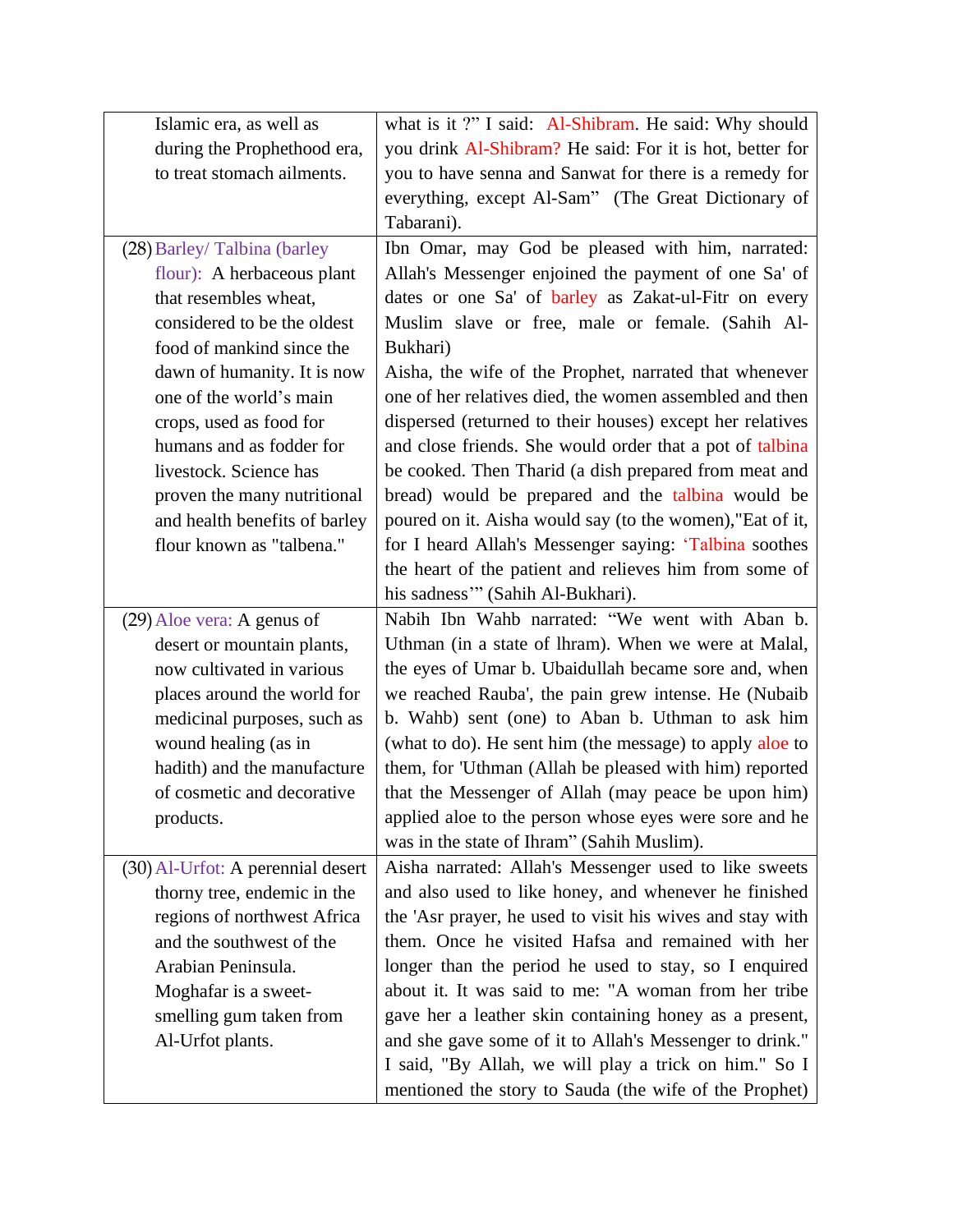| | |
|---|---|
| Islamic era, as well as during the Prophethood era, to treat stomach ailments. | what is it ?" I said: Al-Shibram. He said: Why should you drink Al-Shibram? He said: For it is hot, better for you to have senna and Sanwat for there is a remedy for everything, except Al-Sam" (The Great Dictionary of Tabarani). |
| (28) Barley/ Talbina (barley flour): A herbaceous plant that resembles wheat, considered to be the oldest food of mankind since the dawn of humanity. It is now one of the world's main crops, used as food for humans and as fodder for livestock. Science has proven the many nutritional and health benefits of barley flour known as "talbena." | Ibn Omar, may God be pleased with him, narrated: Allah's Messenger enjoined the payment of one Sa' of dates or one Sa' of barley as Zakat-ul-Fitr on every Muslim slave or free, male or female. (Sahih Al-Bukhari) <br> Aisha, the wife of the Prophet, narrated that whenever one of her relatives died, the women assembled and then dispersed (returned to their houses) except her relatives and close friends. She would order that a pot of talbina be cooked. Then Tharid (a dish prepared from meat and bread) would be prepared and the talbina would be poured on it. Aisha would say (to the women),"Eat of it, for I heard Allah's Messenger saying: 'Talbina soothes the heart of the patient and relieves him from some of his sadness'" (Sahih Al-Bukhari). |
| (29) Aloe vera: A genus of desert or mountain plants, now cultivated in various places around the world for medicinal purposes, such as wound healing (as in hadith) and the manufacture of cosmetic and decorative products. | Nabih Ibn Wahb narrated: "We went with Aban b. Uthman (in a state of lhram). When we were at Malal, the eyes of Umar b. Ubaidullah became sore and, when we reached Rauba', the pain grew intense. He (Nubaib b. Wahb) sent (one) to Aban b. Uthman to ask him (what to do). He sent him (the message) to apply aloe to them, for 'Uthman (Allah be pleased with him) reported that the Messenger of Allah (may peace be upon him) applied aloe to the person whose eyes were sore and he was in the state of Ihram" (Sahih Muslim). |
| (30) Al-Urfot: A perennial desert thorny tree, endemic in the regions of northwest Africa and the southwest of the Arabian Peninsula. Moghafar is a sweet-smelling gum taken from Al-Urfot plants. | Aisha narrated: Allah's Messenger used to like sweets and also used to like honey, and whenever he finished the 'Asr prayer, he used to visit his wives and stay with them. Once he visited Hafsa and remained with her longer than the period he used to stay, so I enquired about it. It was said to me: "A woman from her tribe gave her a leather skin containing honey as a present, and she gave some of it to Allah's Messenger to drink." I said, "By Allah, we will play a trick on him." So I mentioned the story to Sauda (the wife of the Prophet) |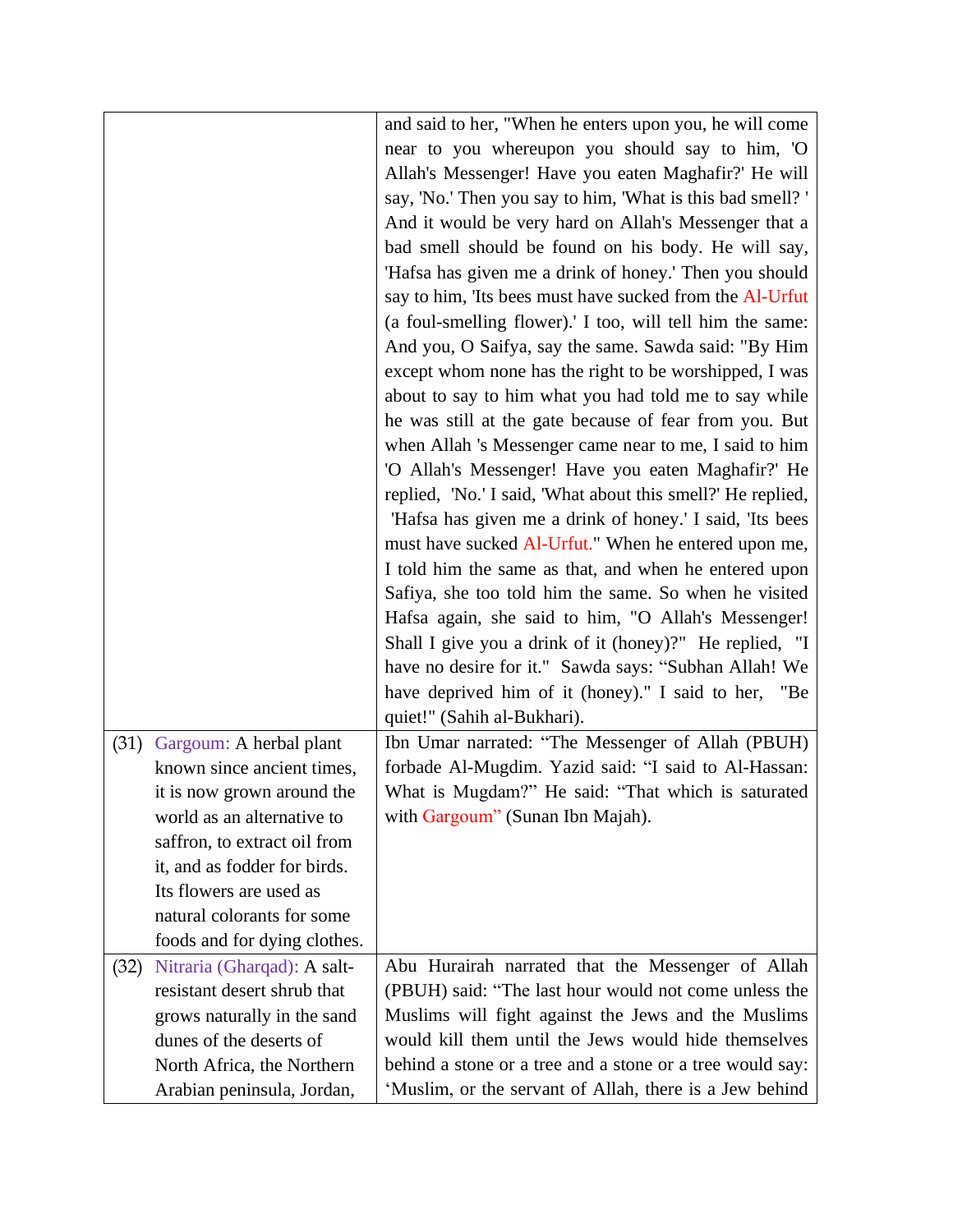| | |
|---|---|
| | and said to her, "When he enters upon you, he will come near to you whereupon you should say to him, 'O Allah's Messenger! Have you eaten Maghafir?' He will say, 'No.' Then you say to him, 'What is this bad smell? ' And it would be very hard on Allah's Messenger that a bad smell should be found on his body. He will say, 'Hafsa has given me a drink of honey.' Then you should say to him, 'Its bees must have sucked from the Al-Urfut (a foul-smelling flower).' I too, will tell him the same: And you, O Saifya, say the same. Sawda said: "By Him except whom none has the right to be worshipped, I was about to say to him what you had told me to say while he was still at the gate because of fear from you. But when Allah 's Messenger came near to me, I said to him 'O Allah's Messenger! Have you eaten Maghafir?' He replied, 'No.' I said, 'What about this smell?' He replied, 'Hafsa has given me a drink of honey.' I said, 'Its bees must have sucked Al-Urfut." When he entered upon me, I told him the same as that, and when he entered upon Safiya, she too told him the same. So when he visited Hafsa again, she said to him, "O Allah's Messenger! Shall I give you a drink of it (honey)?" He replied, "I have no desire for it." Sawda says: "Subhan Allah! We have deprived him of it (honey)." I said to her, "Be quiet!" (Sahih al-Bukhari). |
| (31) Gargoum: A herbal plant known since ancient times, it is now grown around the world as an alternative to saffron, to extract oil from it, and as fodder for birds. Its flowers are used as natural colorants for some foods and for dying clothes. | Ibn Umar narrated: "The Messenger of Allah (PBUH) forbade Al-Mugdim. Yazid said: "I said to Al-Hassan: What is Mugdam?" He said: "That which is saturated with Gargoum" (Sunan Ibn Majah). |
| (32) Nitraria (Gharqad): A salt-resistant desert shrub that grows naturally in the sand dunes of the deserts of North Africa, the Northern Arabian peninsula, Jordan, | Abu Hurairah narrated that the Messenger of Allah (PBUH) said: "The last hour would not come unless the Muslims will fight against the Jews and the Muslims would kill them until the Jews would hide themselves behind a stone or a tree and a stone or a tree would say: 'Muslim, or the servant of Allah, there is a Jew behind |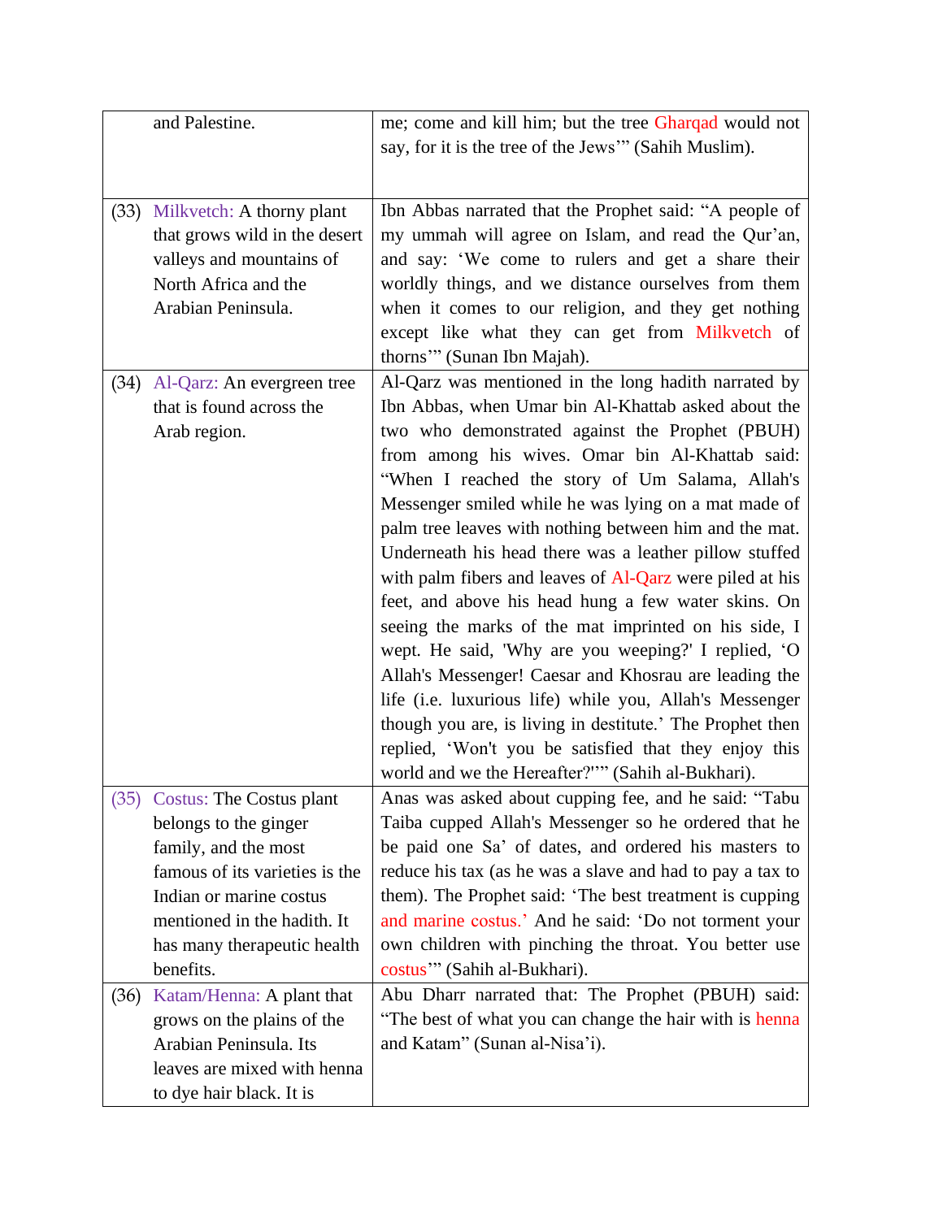| | |
|---|---|
| and Palestine. | me; come and kill him; but the tree Gharqad would not say, for it is the tree of the Jews'" (Sahih Muslim). |
| (33) Milkvetch: A thorny plant that grows wild in the desert valleys and mountains of North Africa and the Arabian Peninsula. | Ibn Abbas narrated that the Prophet said: "A people of my ummah will agree on Islam, and read the Qur'an, and say: 'We come to rulers and get a share their worldly things, and we distance ourselves from them when it comes to our religion, and they get nothing except like what they can get from Milkvetch of thorns'" (Sunan Ibn Majah). |
| (34) Al-Qarz: An evergreen tree that is found across the Arab region. | Al-Qarz was mentioned in the long hadith narrated by Ibn Abbas, when Umar bin Al-Khattab asked about the two who demonstrated against the Prophet (PBUH) from among his wives. Omar bin Al-Khattab said: "When I reached the story of Um Salama, Allah's Messenger smiled while he was lying on a mat made of palm tree leaves with nothing between him and the mat. Underneath his head there was a leather pillow stuffed with palm fibers and leaves of Al-Qarz were piled at his feet, and above his head hung a few water skins. On seeing the marks of the mat imprinted on his side, I wept. He said, 'Why are you weeping?' I replied, 'O Allah's Messenger! Caesar and Khosrau are leading the life (i.e. luxurious life) while you, Allah's Messenger though you are, is living in destitute.' The Prophet then replied, 'Won't you be satisfied that they enjoy this world and we the Hereafter?'"" (Sahih al-Bukhari). |
| (35) Costus: The Costus plant belongs to the ginger family, and the most famous of its varieties is the Indian or marine costus mentioned in the hadith. It has many therapeutic health benefits. | Anas was asked about cupping fee, and he said: "Tabu Taiba cupped Allah's Messenger so he ordered that he be paid one Sa' of dates, and ordered his masters to reduce his tax (as he was a slave and had to pay a tax to them). The Prophet said: 'The best treatment is cupping and marine costus.' And he said: 'Do not torment your own children with pinching the throat. You better use costus'" (Sahih al-Bukhari). |
| (36) Katam/Henna: A plant that grows on the plains of the Arabian Peninsula. Its leaves are mixed with henna to dye hair black. It is | Abu Dharr narrated that: The Prophet (PBUH) said: "The best of what you can change the hair with is henna and Katam" (Sunan al-Nisa'i). |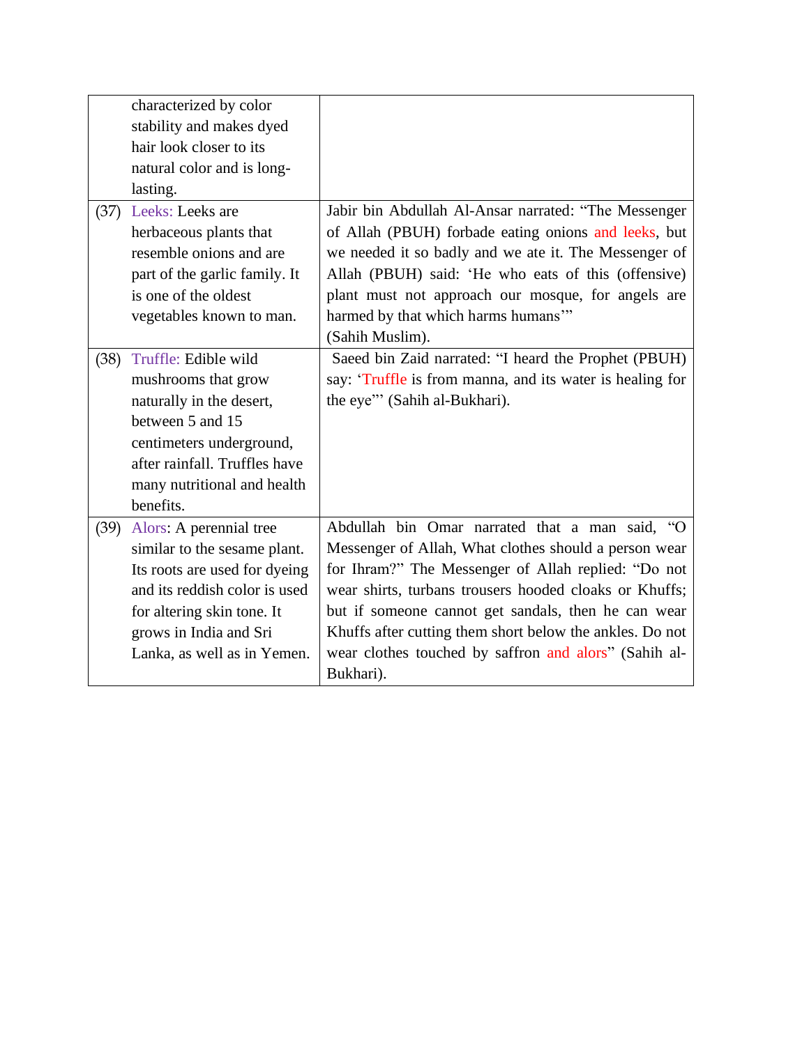| | |
|---|---|
| characterized by color stability and makes dyed hair look closer to its natural color and is long-lasting. | |
| (37) Leeks: Leeks are herbaceous plants that resemble onions and are part of the garlic family. It is one of the oldest vegetables known to man. | Jabir bin Abdullah Al-Ansar narrated: "The Messenger of Allah (PBUH) forbade eating onions and leeks, but we needed it so badly and we ate it. The Messenger of Allah (PBUH) said: 'He who eats of this (offensive) plant must not approach our mosque, for angels are harmed by that which harms humans'" (Sahih Muslim). |
| (38) Truffle: Edible wild mushrooms that grow naturally in the desert, between 5 and 15 centimeters underground, after rainfall. Truffles have many nutritional and health benefits. | Saeed bin Zaid narrated: "I heard the Prophet (PBUH) say: 'Truffle is from manna, and its water is healing for the eye"' (Sahih al-Bukhari). |
| (39) Alors: A perennial tree similar to the sesame plant. Its roots are used for dyeing and its reddish color is used for altering skin tone. It grows in India and Sri Lanka, as well as in Yemen. | Abdullah bin Omar narrated that a man said, "O Messenger of Allah, What clothes should a person wear for Ihram?" The Messenger of Allah replied: "Do not wear shirts, turbans trousers hooded cloaks or Khuffs; but if someone cannot get sandals, then he can wear Khuffs after cutting them short below the ankles. Do not wear clothes touched by saffron and alors" (Sahih al-Bukhari). |